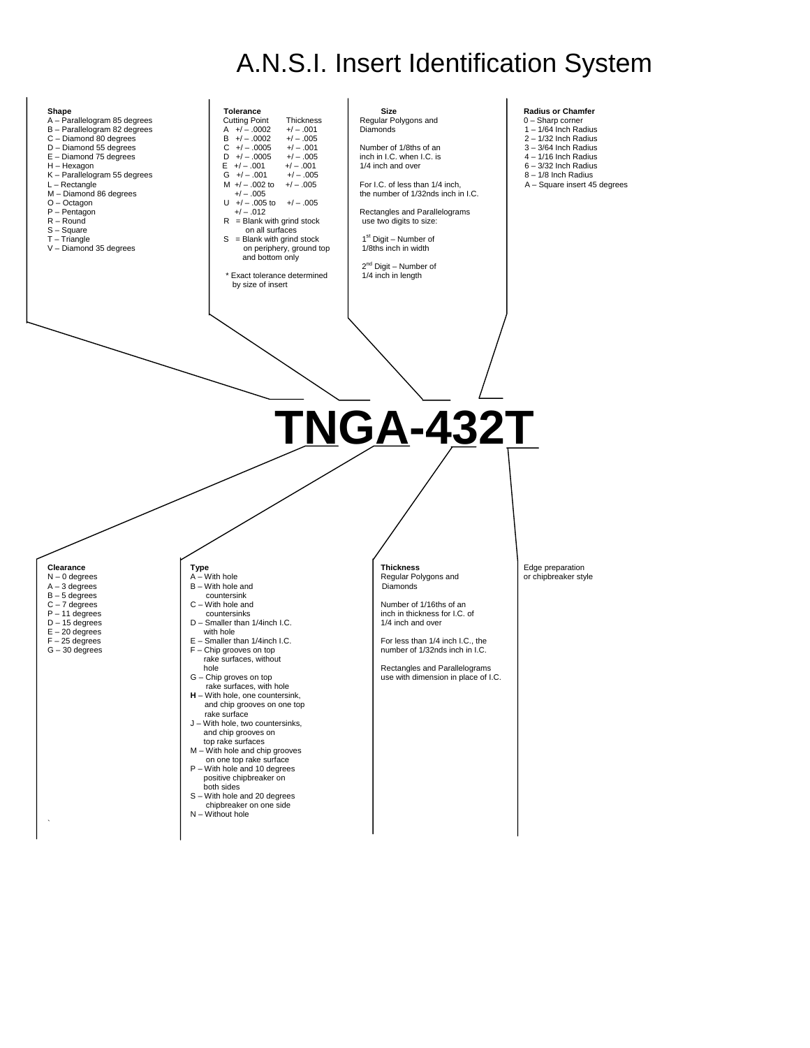# A.N.S.I. Insert Identification System

## TNGA-432T

### Shape
- A – Parallelogram 85 degrees
- B – Parallelogram 82 degrees
- C – Diamond 80 degrees
- D – Diamond 55 degrees
- E – Diamond 75 degrees
- H – Hexagon
- K – Parallelogram 55 degrees
- L – Rectangle
- M – Diamond 86 degrees
- O – Octagon
- P – Pentagon
- R – Round
- S – Square
- T – Triangle
- V – Diamond 35 degrees

### Tolerance

| | Cutting Point | Thickness |
|---|---|---|
| A | +/ – .0002 | +/ – .001 |
| B | +/ – .0002 | +/ – .005 |
| C | +/ – .0005 | +/ – .001 |
| D | +/ – .0005 | +/ – .005 |
| E | +/ – .001 | +/ – .001 |
| G | +/ – .001 | +/ – .005 |
| M | +/ – .002 to +/ – .005 | +/ – .005 |
| U | +/ – .005 to +/ – .012 | +/ – .005 |

- R = Blank with grind stock on all surfaces
- S = Blank with grind stock on periphery, ground top and bottom only

\* Exact tolerance determined by size of insert

### Size
Regular Polygons and Diamonds

Number of 1/8ths of an inch in I.C. when I.C. is 1/4 inch and over

For I.C. of less than 1/4 inch, the number of 1/32nds inch in I.C.

Rectangles and Parallelograms use two digits to size:

1st Digit – Number of 1/8ths inch in width

2nd Digit – Number of 1/4 inch in length

### Radius or Chamfer
- 0 – Sharp corner
- 1 – 1/64 Inch Radius
- 2 – 1/32 Inch Radius
- 3 – 3/64 Inch Radius
- 4 – 1/16 Inch Radius
- 6 – 3/32 Inch Radius
- 8 – 1/8 Inch Radius
- A – Square insert 45 degrees

### Clearance
- N – 0 degrees
- A – 3 degrees
- B – 5 degrees
- C – 7 degrees
- P – 11 degrees
- D – 15 degrees
- E – 20 degrees
- F – 25 degrees
- G – 30 degrees

### Type
- A – With hole
- B – With hole and countersink
- C – With hole and countersinks
- D – Smaller than 1/4inch I.C. with hole
- E – Smaller than 1/4inch I.C.
- F – Chip grooves on top rake surfaces, without hole
- G – Chip groves on top rake surfaces, with hole
- **H** – With hole, one countersink, and chip grooves on one top rake surface
- J – With hole, two countersinks, and chip grooves on top rake surfaces
- M – With hole and chip grooves on one top rake surface
- P – With hole and 10 degrees positive chipbreaker on both sides
- S – With hole and 20 degrees chipbreaker on one side
- N – Without hole

### Thickness
Regular Polygons and Diamonds

Number of 1/16ths of an inch in thickness for I.C. of 1/4 inch and over

For less than 1/4 inch I.C., the number of 1/32nds inch in I.C.

Rectangles and Parallelograms use with dimension in place of I.C.

### Edge preparation or chipbreaker style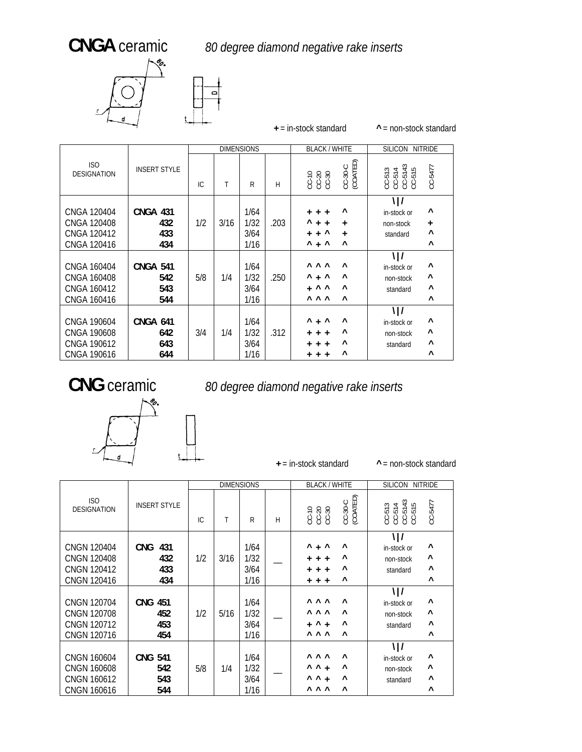# **CNGA** ceramic

*80 degree diamond negative rake inserts*

**+** = in-stock standard **^** = non-stock standard

| ISO DESIGNATION | INSERT STYLE | DIMENSIONS | | | | BLACK / WHITE | | | | SILICON NITRIDE | |
|---|---|---|---|---|---|---|---|---|---|---|---|
| | | IC | T | R | H | CC-10 | CC-20 | CC-30 | CC-30-C (COATED) | CC-513 CC-514 CC-5143 CC-515 | CC-5477 |
| CNGA 120404 | CNGA 431 | 1/2 | 3/16 | 1/64 | .203 | + | + | + | ^ | \|/ in-stock or non-stock standard | ^ |
| CNGA 120408 | 432 | | | 1/32 | | ^ | + | + | + | | + |
| CNGA 120412 | 433 | | | 3/64 | | + | + | ^ | + | | ^ |
| CNGA 120416 | 434 | | | 1/16 | | ^ | + | ^ | ^ | | ^ |
| CNGA 160404 | CNGA 541 | 5/8 | 1/4 | 1/64 | .250 | ^ | ^ | ^ | ^ | \|/ in-stock or non-stock standard | ^ |
| CNGA 160408 | 542 | | | 1/32 | | ^ | + | ^ | ^ | | ^ |
| CNGA 160412 | 543 | | | 3/64 | | + | ^ | ^ | ^ | | ^ |
| CNGA 160416 | 544 | | | 1/16 | | ^ | ^ | ^ | ^ | | ^ |
| CNGA 190604 | CNGA 641 | 3/4 | 1/4 | 1/64 | .312 | ^ | + | ^ | ^ | \|/ in-stock or non-stock standard | ^ |
| CNGA 190608 | 642 | | | 1/32 | | + | + | + | ^ | | ^ |
| CNGA 190612 | 643 | | | 3/64 | | + | + | + | ^ | | ^ |
| CNGA 190616 | 644 | | | 1/16 | | + | + | + | ^ | | ^ |

# **CNG** ceramic

*80 degree diamond negative rake inserts*

**+** = in-stock standard **^** = non-stock standard

| ISO DESIGNATION | INSERT STYLE | DIMENSIONS | | | | BLACK / WHITE | | | | SILICON NITRIDE | |
|---|---|---|---|---|---|---|---|---|---|---|---|
| | | IC | T | R | H | CC-10 | CC-20 | CC-30 | CC-30-C (COATED) | CC-513 CC-514 CC-5143 CC-515 | CC-5477 |
| CNGN 120404 | CNG 431 | 1/2 | 3/16 | 1/64 | — | ^ | + | ^ | ^ | \|/ in-stock or non-stock standard | ^ |
| CNGN 120408 | 432 | | | 1/32 | | + | + | + | ^ | | ^ |
| CNGN 120412 | 433 | | | 3/64 | | + | + | + | ^ | | ^ |
| CNGN 120416 | 434 | | | 1/16 | | + | + | + | ^ | | ^ |
| CNGN 120704 | CNG 451 | 1/2 | 5/16 | 1/64 | — | ^ | ^ | ^ | ^ | \|/ in-stock or non-stock standard | ^ |
| CNGN 120708 | 452 | | | 1/32 | | ^ | ^ | ^ | ^ | | ^ |
| CNGN 120712 | 453 | | | 3/64 | | + | ^ | + | ^ | | ^ |
| CNGN 120716 | 454 | | | 1/16 | | ^ | ^ | ^ | ^ | | ^ |
| CNGN 160604 | CNG 541 | 5/8 | 1/4 | 1/64 | — | ^ | ^ | ^ | ^ | \|/ in-stock or non-stock standard | ^ |
| CNGN 160608 | 542 | | | 1/32 | | ^ | ^ | + | ^ | | ^ |
| CNGN 160612 | 543 | | | 3/64 | | ^ | ^ | + | ^ | | ^ |
| CNGN 160616 | 544 | | | 1/16 | | ^ | ^ | ^ | ^ | | ^ |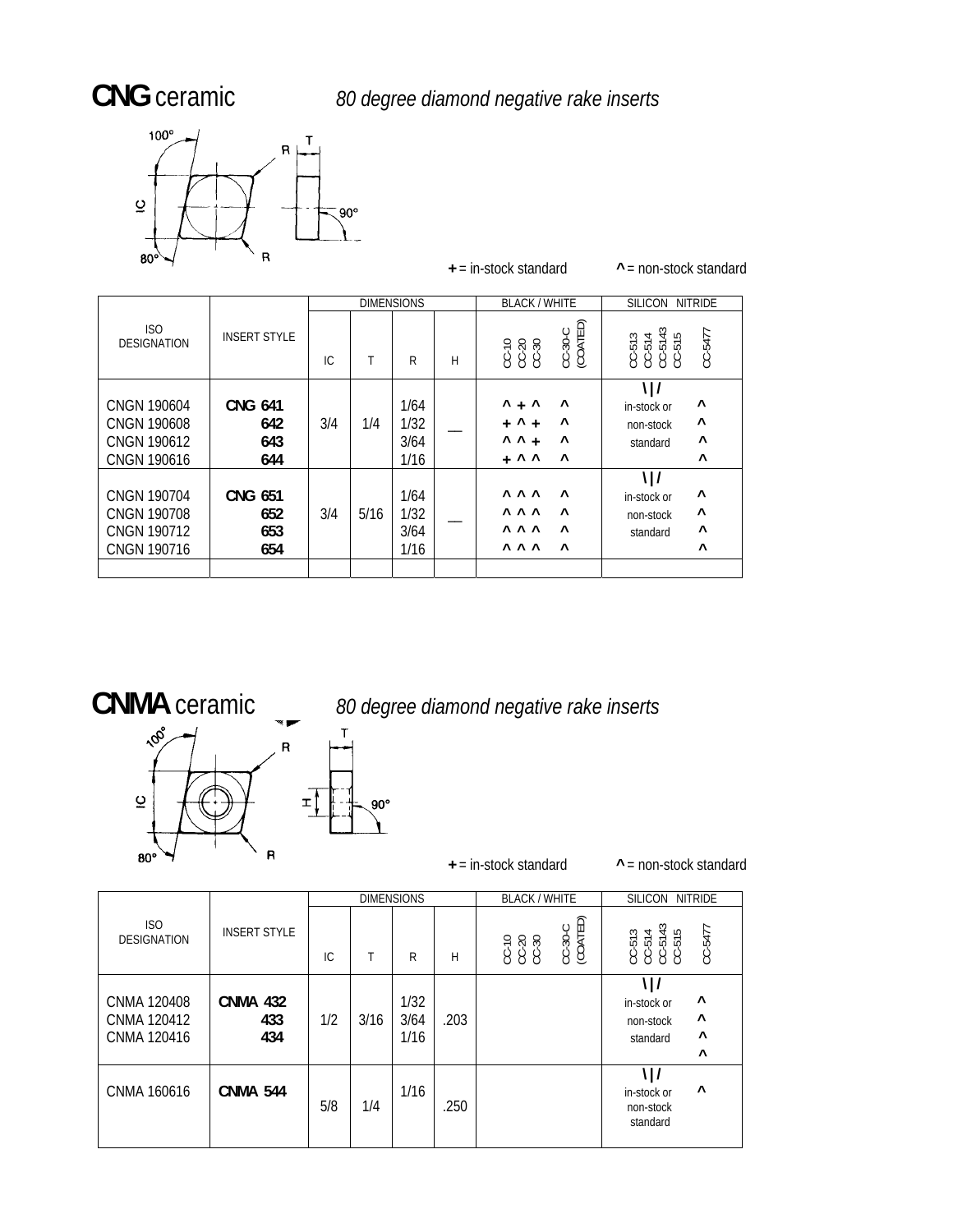# **CNG** ceramic *80 degree diamond negative rake inserts*

**+** = in-stock standard **^** = non-stock standard

| ISO DESIGNATION | INSERT STYLE | DIMENSIONS | | | | BLACK / WHITE | | | | SILICON NITRIDE | | | | |
|---|---|---|---|---|---|---|---|---|---|---|---|---|---|---|
| | | IC | T | R | H | CC-10 | CC-20 | CC-30 | CC-30-C (COATED) | CC-513 | CC-514 | CC-5143 | CC-515 | CC-5477 |
| CNGN 190604 | **CNG 641** | 3/4 | 1/4 | 1/64 | — | ^ | + | ^ | ^ | \|/ in-stock or non-stock standard | | | | ^ |
| CNGN 190608 | **642** | | | 1/32 | | + | ^ | + | ^ | | | | | ^ |
| CNGN 190612 | **643** | | | 3/64 | | ^ | ^ | + | ^ | | | | | ^ |
| CNGN 190616 | **644** | | | 1/16 | | + | ^ | ^ | ^ | | | | | ^ |
| CNGN 190704 | **CNG 651** | 3/4 | 5/16 | 1/64 | — | ^ | ^ | ^ | ^ | \|/ in-stock or non-stock standard | | | | ^ |
| CNGN 190708 | **652** | | | 1/32 | | ^ | ^ | ^ | ^ | | | | | ^ |
| CNGN 190712 | **653** | | | 3/64 | | ^ | ^ | ^ | ^ | | | | | ^ |
| CNGN 190716 | **654** | | | 1/16 | | ^ | ^ | ^ | ^ | | | | | ^ |

# **CNMA** ceramic *80 degree diamond negative rake inserts*

**+** = in-stock standard **^** = non-stock standard

| ISO DESIGNATION | INSERT STYLE | DIMENSIONS | | | | BLACK / WHITE | | | | SILICON NITRIDE | | | | |
|---|---|---|---|---|---|---|---|---|---|---|---|---|---|---|
| | | IC | T | R | H | CC-10 | CC-20 | CC-30 | CC-30-C (COATED) | CC-513 | CC-514 | CC-5143 | CC-515 | CC-5477 |
| CNMA 120408 | **CNMA 432** | 1/2 | 3/16 | 1/32 | .203 | | | | | \|/ in-stock or non-stock standard | | | | ^ |
| CNMA 120412 | **433** | | | 3/64 | | | | | | | | | | ^ |
| CNMA 120416 | **434** | | | 1/16 | | | | | | | | | | ^ |
| | | | | | | | | | | | | | | ^ |
| CNMA 160616 | **CNMA 544** | 5/8 | 1/4 | 1/16 | .250 | | | | | \|/ in-stock or non-stock standard | | | | ^ |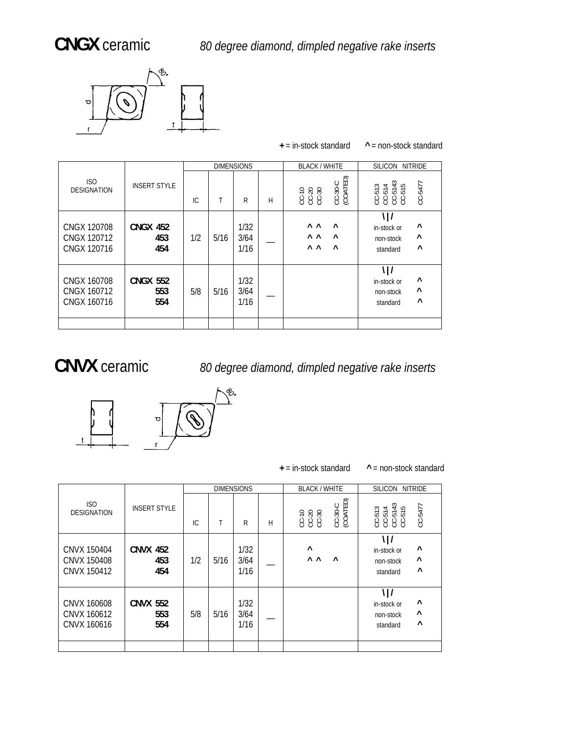## **CNGX** ceramic

*80 degree diamond, dimpled negative rake inserts*

**+** = in-stock standard **^** = non-stock standard

| ISO DESIGNATION | INSERT STYLE | DIMENSIONS | | | | BLACK / WHITE | | | | SILICON NITRIDE | | | | |
|---|---|---|---|---|---|---|---|---|---|---|---|---|---|---|
| | | IC | T | R | H | CC-10 | CC-20 | CC-30 | CC-30-C (COATED) | CC-513 | CC-514 | CC-5143 | CC-515 | CC-5477 |
| CNGX 120708<br>CNGX 120712<br>CNGX 120716 | **CNGX 452**<br>**453**<br>**454** | 1/2 | 5/16 | 1/32<br>3/64<br>1/16 | — | ^<br>^<br>^ | ^<br>^<br>^ | | ^<br>^<br>^ | \\|/ in-stock or non-stock standard | | | | ^<br>^<br>^ |
| CNGX 160708<br>CNGX 160712<br>CNGX 160716 | **CNGX 552**<br>**553**<br>**554** | 5/8 | 5/16 | 1/32<br>3/64<br>1/16 | — | | | | | \\|/ in-stock or non-stock standard | | | | ^<br>^<br>^ |

## **CNVX** ceramic

*80 degree diamond, dimpled negative rake inserts*

**+** = in-stock standard **^** = non-stock standard

| ISO DESIGNATION | INSERT STYLE | DIMENSIONS | | | | BLACK / WHITE | | | | SILICON NITRIDE | | | | |
|---|---|---|---|---|---|---|---|---|---|---|---|---|---|---|
| | | IC | T | R | H | CC-10 | CC-20 | CC-30 | CC-30-C (COATED) | CC-513 | CC-514 | CC-5143 | CC-515 | CC-5477 |
| CNVX 150404<br>CNVX 150408<br>CNVX 150412 | **CNVX 452**<br>**453**<br>**454** | 1/2 | 5/16 | 1/32<br>3/64<br>1/16 | — | ^<br>^ | <br>^ | | <br>^ | \\|/ in-stock or non-stock standard | | | | ^<br>^<br>^ |
| CNVX 160608<br>CNVX 160612<br>CNVX 160616 | **CNVX 552**<br>**553**<br>**554** | 5/8 | 5/16 | 1/32<br>3/64<br>1/16 | — | | | | | \\|/ in-stock or non-stock standard | | | | ^<br>^<br>^ |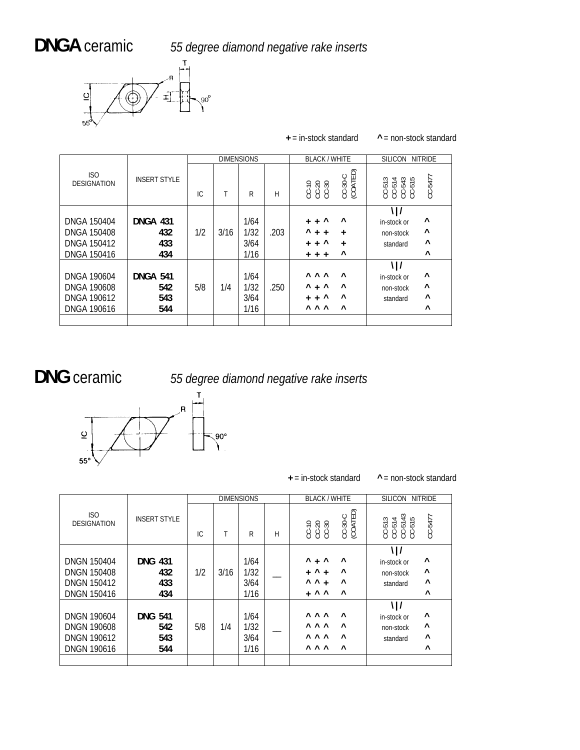# **DNGA** ceramic *55 degree diamond negative rake inserts*

**+** = in-stock standard **^** = non-stock standard

| ISO DESIGNATION | INSERT STYLE | DIMENSIONS | | | | BLACK / WHITE | | SILICON NITRIDE | |
|---|---|---|---|---|---|---|---|---|---|
| | | IC | T | R | H | CC-10 CC-20 CC-30 | CC-30-C (COATED) | CC-513 CC-514 CC-543 CC-515 | CC-5477 |
| DNGA 150404 | **DNGA 431** | 1/2 | 3/16 | 1/64 | .203 | + + ^ | ^ | \|/ in-stock or non-stock standard | ^ |
| DNGA 150408 | **432** | | | 1/32 | | ^ + + | + | | ^ |
| DNGA 150412 | **433** | | | 3/64 | | + + ^ | + | | ^ |
| DNGA 150416 | **434** | | | 1/16 | | + + + | ^ | | ^ |
| DNGA 190604 | **DNGA 541** | 5/8 | 1/4 | 1/64 | .250 | ^ ^ ^ | ^ | \|/ in-stock or non-stock standard | ^ |
| DNGA 190608 | **542** | | | 1/32 | | ^ + ^ | ^ | | ^ |
| DNGA 190612 | **543** | | | 3/64 | | + + ^ | ^ | | ^ |
| DNGA 190616 | **544** | | | 1/16 | | ^ ^ ^ | ^ | | ^ |

# **DNG** ceramic *55 degree diamond negative rake inserts*

**+** = in-stock standard **^** = non-stock standard

| ISO DESIGNATION | INSERT STYLE | DIMENSIONS | | | | BLACK / WHITE | | SILICON NITRIDE | |
|---|---|---|---|---|---|---|---|---|---|
| | | IC | T | R | H | CC-10 CC-20 CC-30 | CC-30-C (COATED) | CC-513 CC-514 CC-5143 CC-515 | CC-5477 |
| DNGN 150404 | **DNG 431** | 1/2 | 3/16 | 1/64 | — | ^ + ^ | ^ | \|/ in-stock or non-stock standard | ^ |
| DNGN 150408 | **432** | | | 1/32 | | + ^ + | ^ | | ^ |
| DNGN 150412 | **433** | | | 3/64 | | ^ ^ + | ^ | | ^ |
| DNGN 150416 | **434** | | | 1/16 | | + ^ ^ | ^ | | ^ |
| DNGN 190604 | **DNG 541** | 5/8 | 1/4 | 1/64 | — | ^ ^ ^ | ^ | \|/ in-stock or non-stock standard | ^ |
| DNGN 190608 | **542** | | | 1/32 | | ^ ^ ^ | ^ | | ^ |
| DNGN 190612 | **543** | | | 3/64 | | ^ ^ ^ | ^ | | ^ |
| DNGN 190616 | **544** | | | 1/16 | | ^ ^ ^ | ^ | | ^ |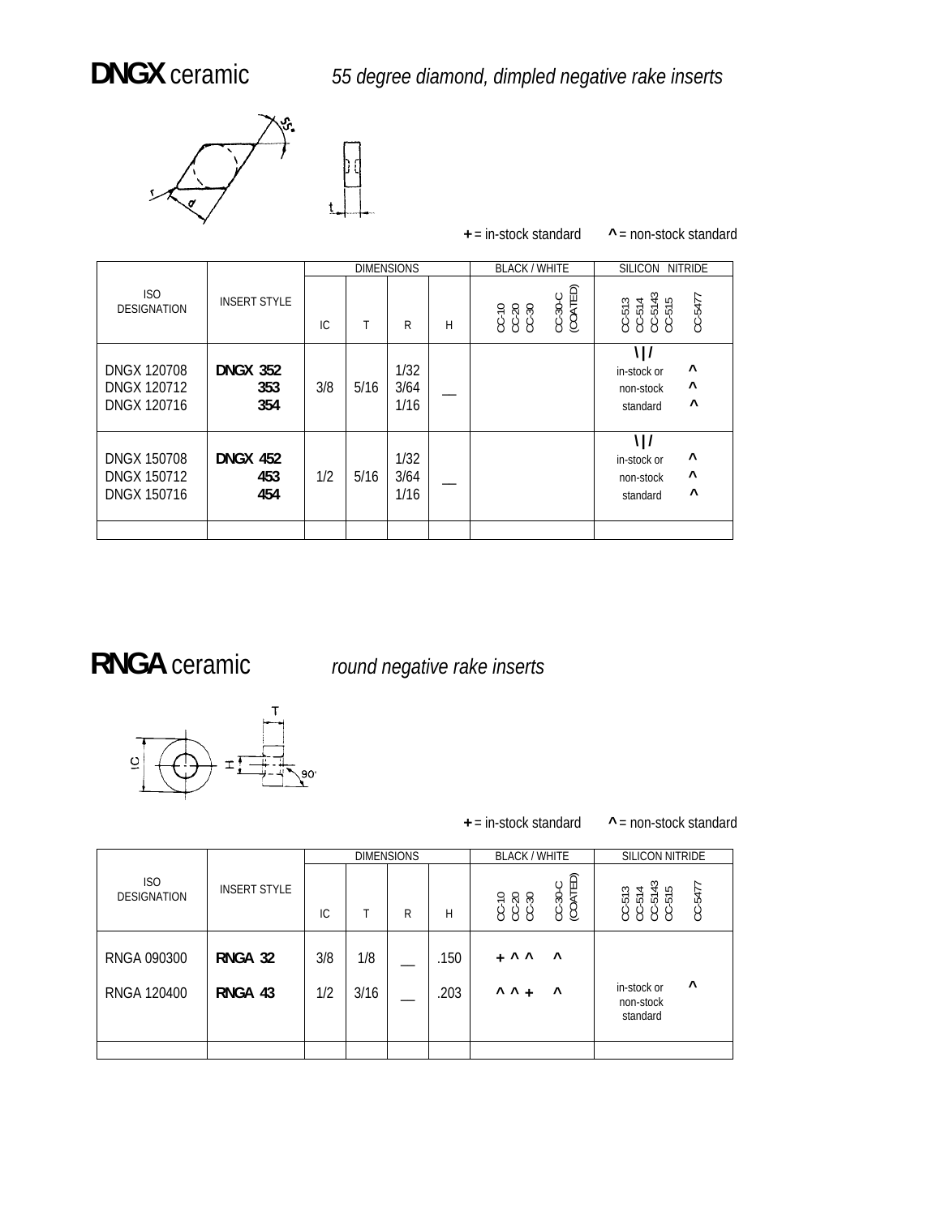# **DNGX** ceramic *55 degree diamond, dimpled negative rake inserts*

**+** = in-stock standard **^** = non-stock standard

| ISO DESIGNATION | INSERT STYLE | DIMENSIONS | | | | BLACK / WHITE | | | | SILICON NITRIDE | | | | |
|---|---|---|---|---|---|---|---|---|---|---|---|---|---|---|
| | | IC | T | R | H | CC-10 | CC-20 | CC-30 | CC-30-C (COATED) | CC-513 | CC-514 | CC-5143 | CC-515 | CC-5477 |
| DNGX 120708<br>DNGX 120712<br>DNGX 120716 | **DNGX 352**<br>**353**<br>**354** | 3/8 | 5/16 | 1/32<br>3/64<br>1/16 | __ | | | | | \|/ in-stock or non-stock standard | | | | ^<br>^<br>^ |
| DNGX 150708<br>DNGX 150712<br>DNGX 150716 | **DNGX 452**<br>**453**<br>**454** | 1/2 | 5/16 | 1/32<br>3/64<br>1/16 | __ | | | | | \|/ in-stock or non-stock standard | | | | ^<br>^<br>^ |

# **RNGA** ceramic *round negative rake inserts*

**+** = in-stock standard **^** = non-stock standard

| ISO DESIGNATION | INSERT STYLE | DIMENSIONS | | | | BLACK / WHITE | | | | SILICON NITRIDE | | | | |
|---|---|---|---|---|---|---|---|---|---|---|---|---|---|---|
| | | IC | T | R | H | CC-10 | CC-20 | CC-30 | CC-30-C (COATED) | CC-513 | CC-514 | CC-5143 | CC-515 | CC-5477 |
| RNGA 090300 | **RNGA 32** | 3/8 | 1/8 | __ | .150 | + | ^ | ^ | ^ | | | | | |
| RNGA 120400 | **RNGA 43** | 1/2 | 3/16 | __ | .203 | ^ | ^ | + | ^ | in-stock or non-stock standard | | | | ^ |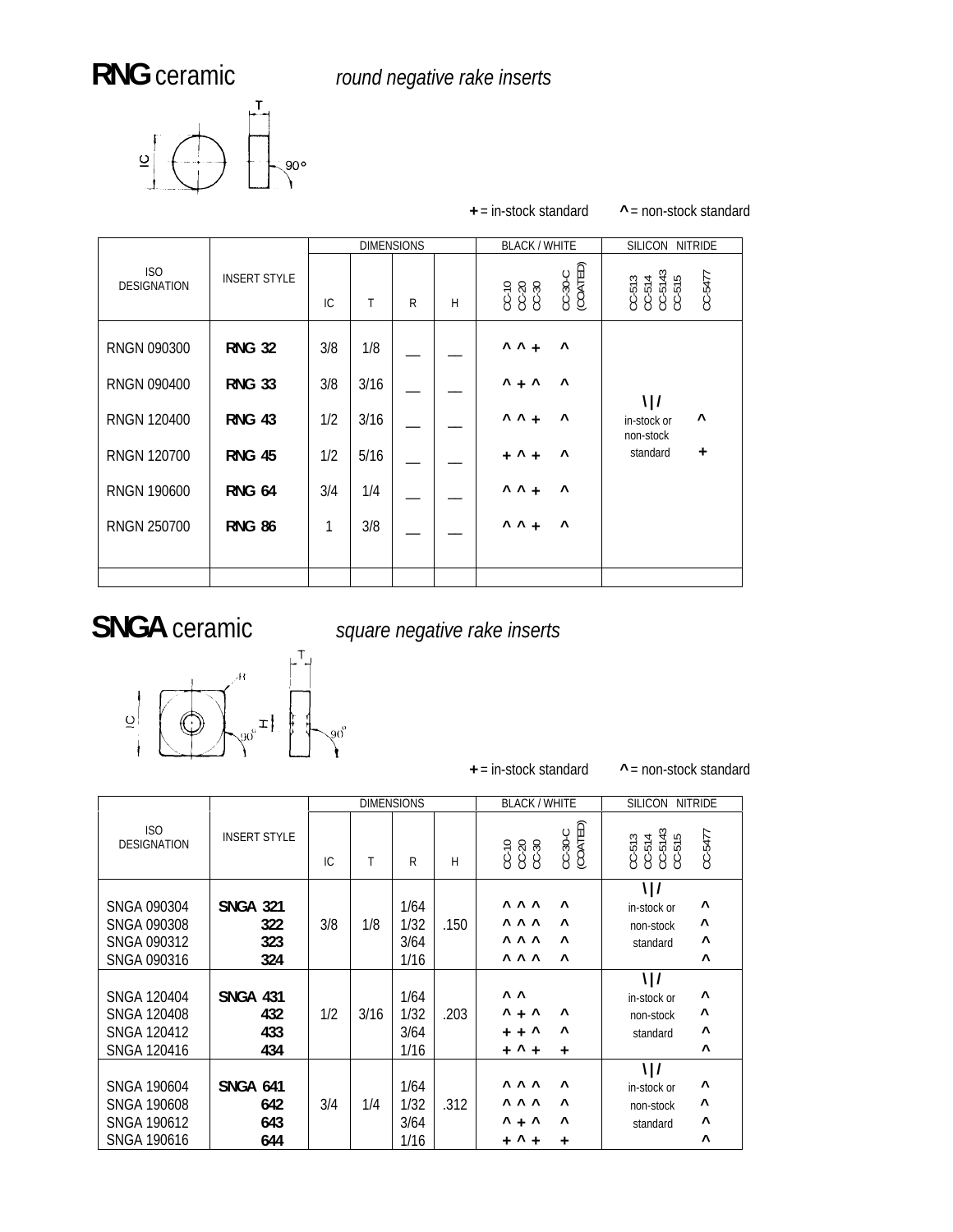# **RNG** ceramic *round negative rake inserts*

**+** = in-stock standard **^** = non-stock standard

| ISO DESIGNATION | INSERT STYLE | DIMENSIONS | | | | BLACK / WHITE | | SILICON NITRIDE | |
|---|---|---|---|---|---|---|---|---|---|
| | | IC | T | R | H | CC-10 CC-20 CC-30 | CC-30-C (COATED) | CC-513 CC-514 CC-5143 CC-515 | CC-5477 |
| RNGN 090300 | **RNG 32** | 3/8 | 1/8 | __ | __ | ^ ^ + | ^ | \|/ in-stock or non-stock standard | ^ + |
| RNGN 090400 | **RNG 33** | 3/8 | 3/16 | __ | __ | ^ + ^ | ^ | | |
| RNGN 120400 | **RNG 43** | 1/2 | 3/16 | __ | __ | ^ ^ + | ^ | | |
| RNGN 120700 | **RNG 45** | 1/2 | 5/16 | __ | __ | + ^ + | ^ | | |
| RNGN 190600 | **RNG 64** | 3/4 | 1/4 | __ | __ | ^ ^ + | ^ | | |
| RNGN 250700 | **RNG 86** | 1 | 3/8 | __ | __ | ^ ^ + | ^ | | |

# **SNGA** ceramic *square negative rake inserts*

**+** = in-stock standard **^** = non-stock standard

| ISO DESIGNATION | INSERT STYLE | DIMENSIONS | | | | BLACK / WHITE | | SILICON NITRIDE | |
|---|---|---|---|---|---|---|---|---|---|
| | | IC | T | R | H | CC-10 CC-20 CC-30 | CC-30-C (COATED) | CC-513 CC-514 CC-5143 CC-515 | CC-5477 |
| SNGA 090304 | **SNGA 321** | 3/8 | 1/8 | 1/64 | .150 | ^ ^ ^ | ^ | \|/ in-stock or non-stock standard | ^ |
| SNGA 090308 | **322** | | | 1/32 | | ^ ^ ^ | ^ | | ^ |
| SNGA 090312 | **323** | | | 3/64 | | ^ ^ ^ | ^ | | ^ |
| SNGA 090316 | **324** | | | 1/16 | | ^ ^ ^ | ^ | | ^ |
| SNGA 120404 | **SNGA 431** | 1/2 | 3/16 | 1/64 | .203 | ^ ^ | | \|/ in-stock or non-stock standard | ^ |
| SNGA 120408 | **432** | | | 1/32 | | ^ + ^ | ^ | | ^ |
| SNGA 120412 | **433** | | | 3/64 | | + + ^ | ^ | | ^ |
| SNGA 120416 | **434** | | | 1/16 | | + ^ + | + | | ^ |
| SNGA 190604 | **SNGA 641** | 3/4 | 1/4 | 1/64 | .312 | ^ ^ ^ | ^ | \|/ in-stock or non-stock standard | ^ |
| SNGA 190608 | **642** | | | 1/32 | | ^ ^ ^ | ^ | | ^ |
| SNGA 190612 | **643** | | | 3/64 | | ^ + ^ | ^ | | ^ |
| SNGA 190616 | **644** | | | 1/16 | | + ^ + | + | | ^ |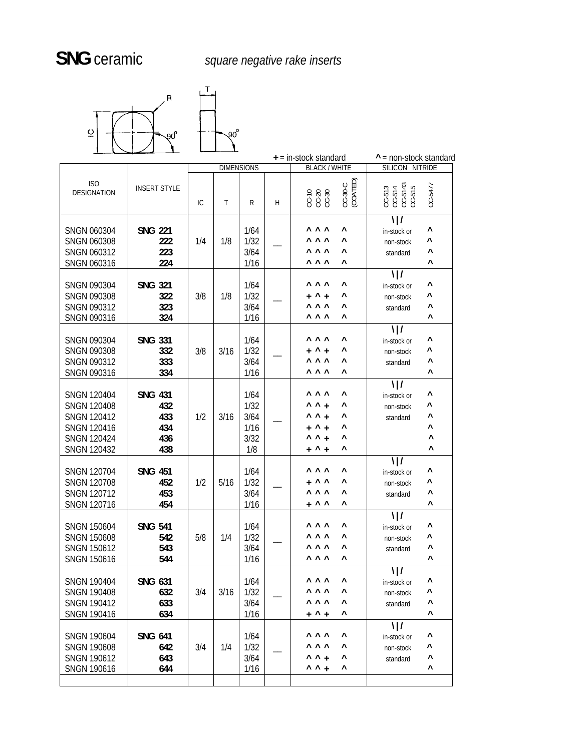# **SNG** ceramic *square negative rake inserts*

IC R T 90° 90°

**+** = in-stock standard **^** = non-stock standard

| ISO DESIGNATION | INSERT STYLE | DIMENSIONS | | | | BLACK / WHITE | | | | SILICON NITRIDE | | | | | |
|---|---|---|---|---|---|---|---|---|---|---|---|---|---|---|---|
| | | IC | T | R | H | CC-10 | CC-20 | CC-30 | CC-30-C (COATED) | CC-513 | CC-514 | CC-5143 | CC-515 | CC-5477 |
| SNGN 060304 | **SNG 221** | 1/4 | 1/8 | 1/64 | — | ^ | ^ | ^ | ^ | \|/ in-stock or non-stock standard | | | | ^ |
| SNGN 060308 | **222** | | | 1/32 | | ^ | ^ | ^ | ^ | | | | | ^ |
| SNGN 060312 | **223** | | | 3/64 | | ^ | ^ | ^ | ^ | | | | | ^ |
| SNGN 060316 | **224** | | | 1/16 | | ^ | ^ | ^ | ^ | | | | | ^ |
| SNGN 090304 | **SNG 321** | 3/8 | 1/8 | 1/64 | — | ^ | ^ | ^ | ^ | \|/ in-stock or non-stock standard | | | | ^ |
| SNGN 090308 | **322** | | | 1/32 | | + | ^ | + | ^ | | | | | ^ |
| SNGN 090312 | **323** | | | 3/64 | | ^ | ^ | ^ | ^ | | | | | ^ |
| SNGN 090316 | **324** | | | 1/16 | | ^ | ^ | ^ | ^ | | | | | ^ |
| SNGN 090304 | **SNG 331** | 3/8 | 3/16 | 1/64 | — | ^ | ^ | ^ | ^ | \|/ in-stock or non-stock standard | | | | ^ |
| SNGN 090308 | **332** | | | 1/32 | | + | ^ | + | ^ | | | | | ^ |
| SNGN 090312 | **333** | | | 3/64 | | ^ | ^ | ^ | ^ | | | | | ^ |
| SNGN 090316 | **334** | | | 1/16 | | ^ | ^ | ^ | ^ | | | | | ^ |
| SNGN 120404 | **SNG 431** | 1/2 | 3/16 | 1/64 | — | ^ | ^ | ^ | ^ | \|/ in-stock or non-stock standard | | | | ^ |
| SNGN 120408 | **432** | | | 1/32 | | ^ | ^ | + | ^ | | | | | ^ |
| SNGN 120412 | **433** | | | 3/64 | | ^ | ^ | + | ^ | | | | | ^ |
| SNGN 120416 | **434** | | | 1/16 | | + | ^ | + | ^ | | | | | ^ |
| SNGN 120424 | **436** | | | 3/32 | | ^ | ^ | + | ^ | | | | | ^ |
| SNGN 120432 | **438** | | | 1/8 | | + | ^ | + | ^ | | | | | ^ |
| SNGN 120704 | **SNG 451** | 1/2 | 5/16 | 1/64 | — | ^ | ^ | ^ | ^ | \|/ in-stock or non-stock standard | | | | ^ |
| SNGN 120708 | **452** | | | 1/32 | | + | ^ | ^ | ^ | | | | | ^ |
| SNGN 120712 | **453** | | | 3/64 | | ^ | ^ | ^ | ^ | | | | | ^ |
| SNGN 120716 | **454** | | | 1/16 | | + | ^ | ^ | ^ | | | | | ^ |
| SNGN 150604 | **SNG 541** | 5/8 | 1/4 | 1/64 | — | ^ | ^ | ^ | ^ | \|/ in-stock or non-stock standard | | | | ^ |
| SNGN 150608 | **542** | | | 1/32 | | ^ | ^ | ^ | ^ | | | | | ^ |
| SNGN 150612 | **543** | | | 3/64 | | ^ | ^ | ^ | ^ | | | | | ^ |
| SNGN 150616 | **544** | | | 1/16 | | ^ | ^ | ^ | ^ | | | | | ^ |
| SNGN 190404 | **SNG 631** | 3/4 | 3/16 | 1/64 | — | ^ | ^ | ^ | ^ | \|/ in-stock or non-stock standard | | | | ^ |
| SNGN 190408 | **632** | | | 1/32 | | ^ | ^ | ^ | ^ | | | | | ^ |
| SNGN 190412 | **633** | | | 3/64 | | ^ | ^ | ^ | ^ | | | | | ^ |
| SNGN 190416 | **634** | | | 1/16 | | + | ^ | + | ^ | | | | | ^ |
| SNGN 190604 | **SNG 641** | 3/4 | 1/4 | 1/64 | — | ^ | ^ | ^ | ^ | \|/ in-stock or non-stock standard | | | | ^ |
| SNGN 190608 | **642** | | | 1/32 | | ^ | ^ | ^ | ^ | | | | | ^ |
| SNGN 190612 | **643** | | | 3/64 | | ^ | ^ | + | ^ | | | | | ^ |
| SNGN 190616 | **644** | | | 1/16 | | ^ | ^ | + | ^ | | | | | ^ |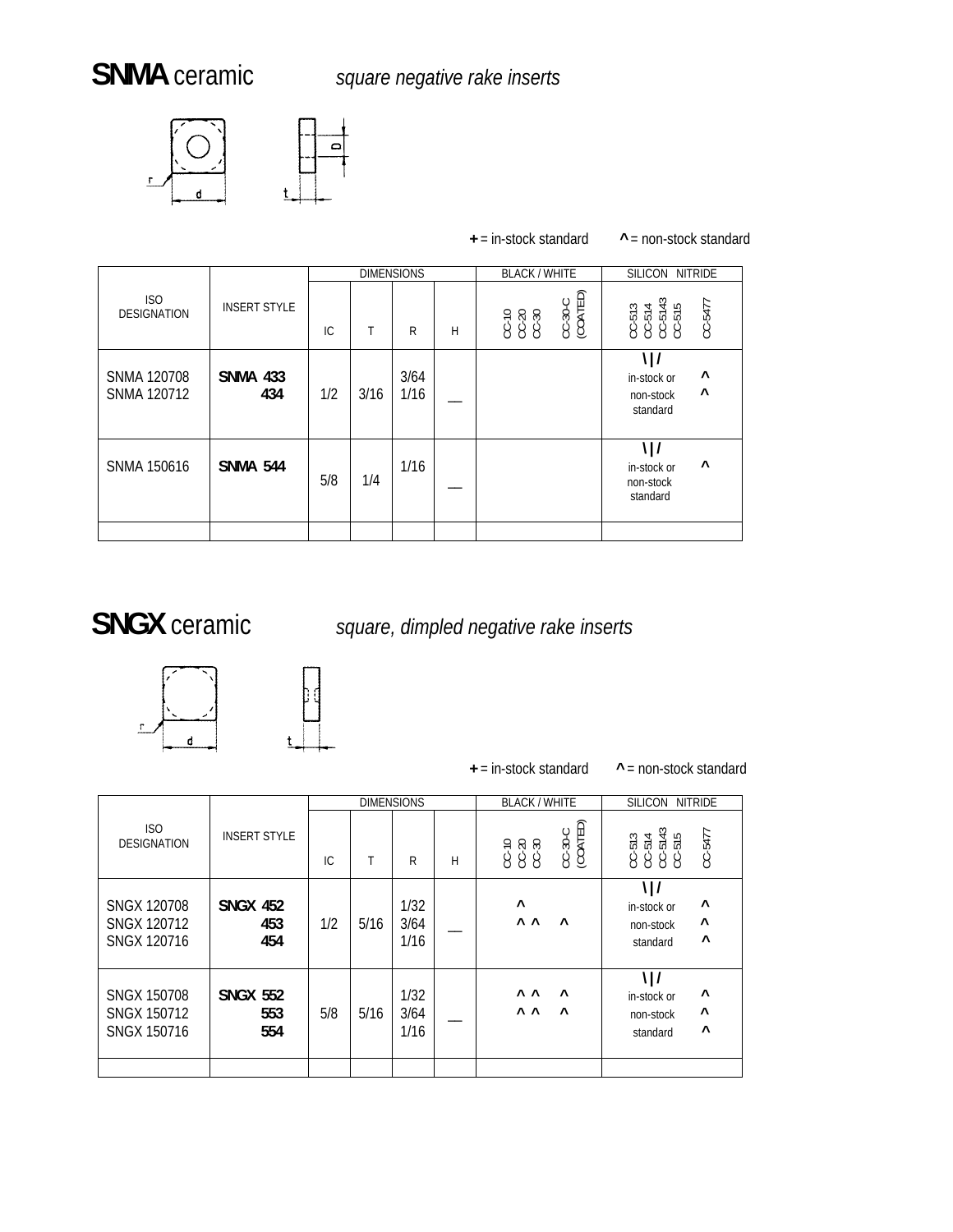# **SNMA** ceramic *square negative rake inserts*

**+** = in-stock standard **^** = non-stock standard

| ISO DESIGNATION | INSERT STYLE | DIMENSIONS | | | | BLACK / WHITE | | SILICON NITRIDE | |
|---|---|---|---|---|---|---|---|---|---|
| | | IC | T | R | H | CC-10 CC-20 CC-30 | CC-30-C (COATED) | CC-513 CC-514 CC-5143 CC-515 | CC-5477 |
| SNMA 120708<br>SNMA 120712 | **SNMA 433**<br>**434** | 1/2 | 3/16 | 3/64<br>1/16 | — | | | \|/ in-stock or non-stock standard | ^<br>^ |
| SNMA 150616 | **SNMA 544** | 5/8 | 1/4 | 1/16 | — | | | \|/ in-stock or non-stock standard | ^ |

# **SNGX** ceramic *square, dimpled negative rake inserts*

**+** = in-stock standard **^** = non-stock standard

| ISO DESIGNATION | INSERT STYLE | DIMENSIONS | | | | BLACK / WHITE | | SILICON NITRIDE | |
|---|---|---|---|---|---|---|---|---|---|
| | | IC | T | R | H | CC-10 CC-20 CC-30 | CC-30-C (COATED) | CC-513 CC-514 CC-5143 CC-515 | CC-5477 |
| SNGX 120708<br>SNGX 120712<br>SNGX 120716 | **SNGX 452**<br>**453**<br>**454** | 1/2 | 5/16 | 1/32<br>3/64<br>1/16 | — | ^<br>^ ^ | <br>^ | \|/ in-stock or non-stock standard | ^<br>^<br>^ |
| SNGX 150708<br>SNGX 150712<br>SNGX 150716 | **SNGX 552**<br>**553**<br>**554** | 5/8 | 5/16 | 1/32<br>3/64<br>1/16 | — | ^ ^<br>^ ^ | ^<br>^ | \|/ in-stock or non-stock standard | ^<br>^<br>^ |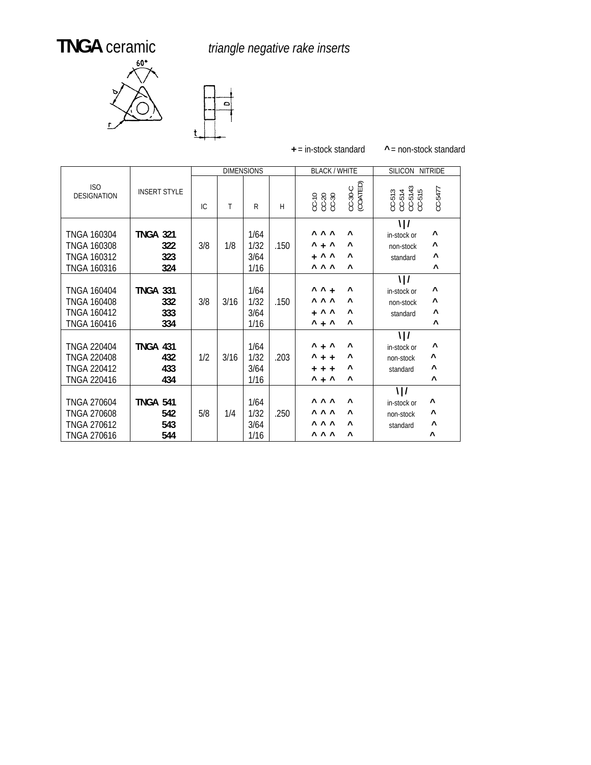# **TNGA** ceramic *triangle negative rake inserts*

**+** = in-stock standard **^** = non-stock standard

| ISO DESIGNATION | INSERT STYLE | DIMENSIONS | | | | BLACK / WHITE | | | | SILICON NITRIDE | |
|---|---|---|---|---|---|---|---|---|---|---|---|
| | | IC | T | R | H | CC-10 | CC-20 | CC-30 | CC-30-C (COATED) | CC-513 CC-514 CC-5143 CC-515 | CC-5477 |
| TNGA 160304 | **TNGA 321** | 3/8 | 1/8 | 1/64 | .150 | ^ | ^ | ^ | ^ | \|/ in-stock or non-stock standard | ^ |
| TNGA 160308 | **322** | | | 1/32 | | ^ | + | ^ | ^ | | ^ |
| TNGA 160312 | **323** | | | 3/64 | | + | ^ | ^ | ^ | | ^ |
| TNGA 160316 | **324** | | | 1/16 | | ^ | ^ | ^ | ^ | | ^ |
| TNGA 160404 | **TNGA 331** | 3/8 | 3/16 | 1/64 | .150 | ^ | ^ | + | ^ | \|/ in-stock or non-stock standard | ^ |
| TNGA 160408 | **332** | | | 1/32 | | ^ | ^ | ^ | ^ | | ^ |
| TNGA 160412 | **333** | | | 3/64 | | + | ^ | ^ | ^ | | ^ |
| TNGA 160416 | **334** | | | 1/16 | | ^ | + | ^ | ^ | | ^ |
| TNGA 220404 | **TNGA 431** | 1/2 | 3/16 | 1/64 | .203 | ^ | + | ^ | ^ | \|/ in-stock or non-stock standard | ^ |
| TNGA 220408 | **432** | | | 1/32 | | ^ | + | + | ^ | | ^ |
| TNGA 220412 | **433** | | | 3/64 | | + | + | + | ^ | | ^ |
| TNGA 220416 | **434** | | | 1/16 | | ^ | + | ^ | ^ | | ^ |
| TNGA 270604 | **TNGA 541** | 5/8 | 1/4 | 1/64 | .250 | ^ | ^ | ^ | ^ | \|/ in-stock or non-stock standard | ^ |
| TNGA 270608 | **542** | | | 1/32 | | ^ | ^ | ^ | ^ | | ^ |
| TNGA 270612 | **543** | | | 3/64 | | ^ | ^ | ^ | ^ | | ^ |
| TNGA 270616 | **544** | | | 1/16 | | ^ | ^ | ^ | ^ | | ^ |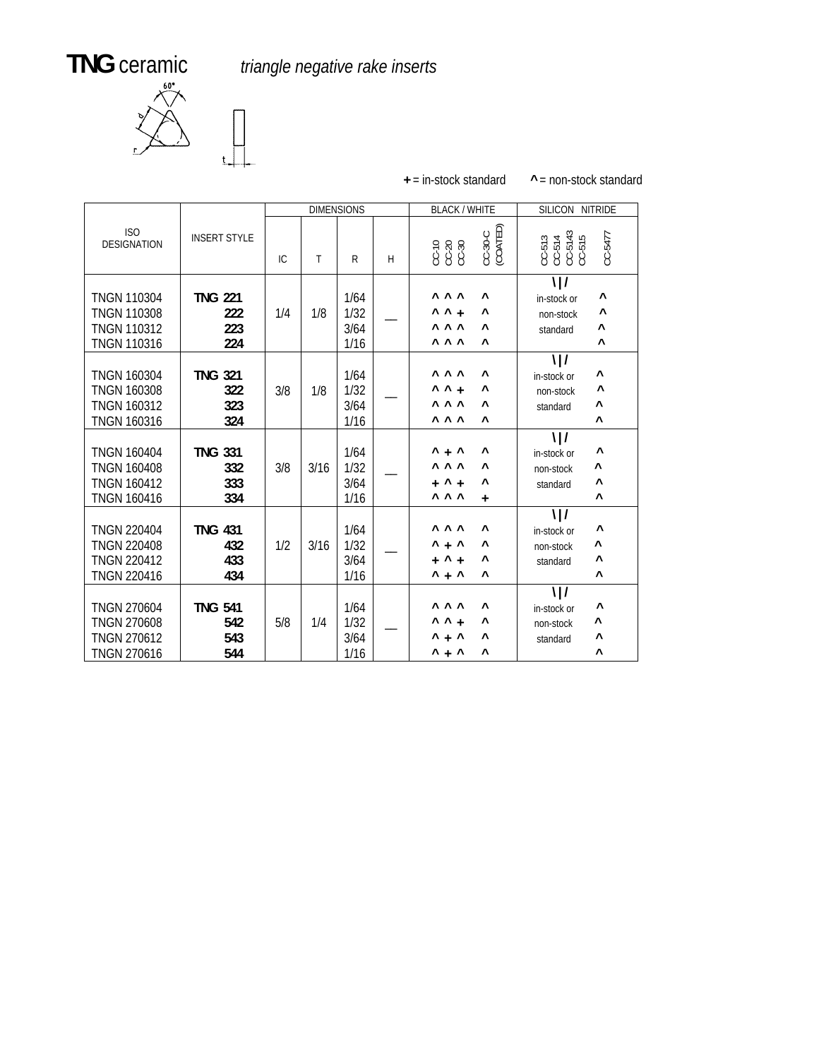# TNG ceramic *triangle negative rake inserts*

60° d r t

+ = in-stock standard ^ = non-stock standard

| ISO DESIGNATION | INSERT STYLE | DIMENSIONS | | | | BLACK / WHITE | | | | SILICON NITRIDE | |
|---|---|---|---|---|---|---|---|---|---|---|---|
| | | IC | T | R | H | CC-10 | CC-20 | CC-30 | CC-30-C (COATED) | CC-513 CC-514 CC-5143 CC-515 | CC-5477 |
| TNGN 110304 | TNG 221 | 1/4 | 1/8 | 1/64 | — | ^ | ^ | ^ | ^ | \|/ in-stock or non-stock standard | ^ |
| TNGN 110308 | 222 | | | 1/32 | | ^ | ^ | + | ^ | | ^ |
| TNGN 110312 | 223 | | | 3/64 | | ^ | ^ | ^ | ^ | | ^ |
| TNGN 110316 | 224 | | | 1/16 | | ^ | ^ | ^ | ^ | | ^ |
| TNGN 160304 | TNG 321 | 3/8 | 1/8 | 1/64 | — | ^ | ^ | ^ | ^ | \|/ in-stock or non-stock standard | ^ |
| TNGN 160308 | 322 | | | 1/32 | | ^ | ^ | + | ^ | | ^ |
| TNGN 160312 | 323 | | | 3/64 | | ^ | ^ | ^ | ^ | | ^ |
| TNGN 160316 | 324 | | | 1/16 | | ^ | ^ | ^ | ^ | | ^ |
| TNGN 160404 | TNG 331 | 3/8 | 3/16 | 1/64 | — | ^ | + | ^ | ^ | \|/ in-stock or non-stock standard | ^ |
| TNGN 160408 | 332 | | | 1/32 | | ^ | ^ | ^ | ^ | | ^ |
| TNGN 160412 | 333 | | | 3/64 | | + | ^ | + | ^ | | ^ |
| TNGN 160416 | 334 | | | 1/16 | | ^ | ^ | ^ | + | | ^ |
| TNGN 220404 | TNG 431 | 1/2 | 3/16 | 1/64 | — | ^ | ^ | ^ | ^ | \|/ in-stock or non-stock standard | ^ |
| TNGN 220408 | 432 | | | 1/32 | | ^ | + | ^ | ^ | | ^ |
| TNGN 220412 | 433 | | | 3/64 | | + | ^ | + | ^ | | ^ |
| TNGN 220416 | 434 | | | 1/16 | | ^ | + | ^ | ^ | | ^ |
| TNGN 270604 | TNG 541 | 5/8 | 1/4 | 1/64 | — | ^ | ^ | ^ | ^ | \|/ in-stock or non-stock standard | ^ |
| TNGN 270608 | 542 | | | 1/32 | | ^ | ^ | + | ^ | | ^ |
| TNGN 270612 | 543 | | | 3/64 | | ^ | + | ^ | ^ | | ^ |
| TNGN 270616 | 544 | | | 1/16 | | ^ | + | ^ | ^ | | ^ |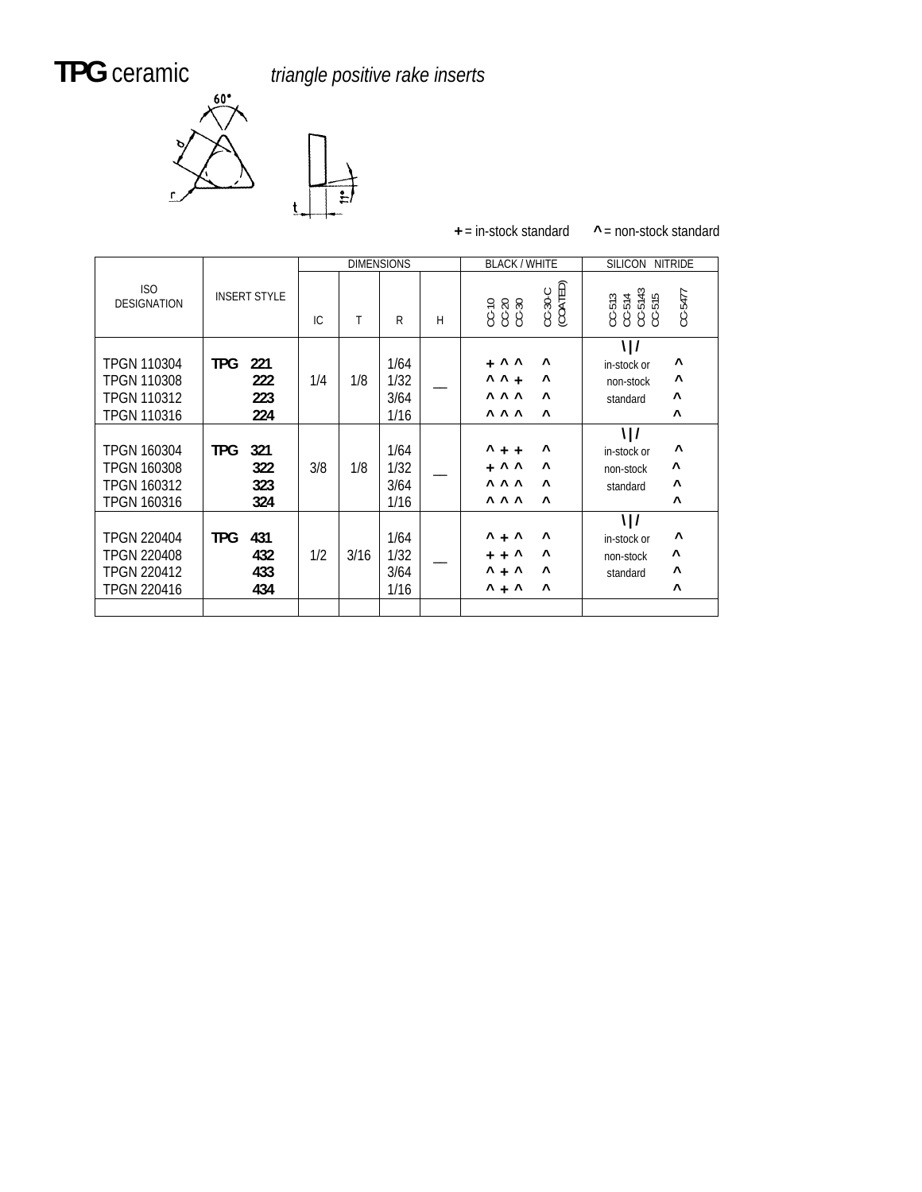# TPG ceramic *triangle positive rake inserts*

**+** = in-stock standard **^** = non-stock standard

| ISO DESIGNATION | INSERT STYLE | DIMENSIONS | | | | BLACK / WHITE | | | | SILICON NITRIDE | | | | |
|---|---|---|---|---|---|---|---|---|---|---|---|---|---|---|
| | | IC | T | R | H | CC-10 | CC-20 | CC-30 | CC-30-C (COATED) | CC-513 | CC-514 | CC-5143 | CC-515 | CC-5477 |
| TPGN 110304 | TPG 221 | 1/4 | 1/8 | 1/64 | — | + | ^ | ^ | ^ | \|/ in-stock or non-stock standard | | | | ^ |
| TPGN 110308 | 222 | | | 1/32 | | ^ | ^ | + | ^ | | | | | ^ |
| TPGN 110312 | 223 | | | 3/64 | | ^ | ^ | ^ | ^ | | | | | ^ |
| TPGN 110316 | 224 | | | 1/16 | | ^ | ^ | ^ | ^ | | | | | ^ |
| TPGN 160304 | TPG 321 | 3/8 | 1/8 | 1/64 | — | ^ | + | + | ^ | \|/ in-stock or non-stock standard | | | | ^ |
| TPGN 160308 | 322 | | | 1/32 | | + | ^ | ^ | ^ | | | | | ^ |
| TPGN 160312 | 323 | | | 3/64 | | ^ | ^ | ^ | ^ | | | | | ^ |
| TPGN 160316 | 324 | | | 1/16 | | ^ | ^ | ^ | ^ | | | | | ^ |
| TPGN 220404 | TPG 431 | 1/2 | 3/16 | 1/64 | — | ^ | + | ^ | ^ | \|/ in-stock or non-stock standard | | | | ^ |
| TPGN 220408 | 432 | | | 1/32 | | + | + | ^ | ^ | | | | | ^ |
| TPGN 220412 | 433 | | | 3/64 | | ^ | + | ^ | ^ | | | | | ^ |
| TPGN 220416 | 434 | | | 1/16 | | ^ | + | ^ | ^ | | | | | ^ |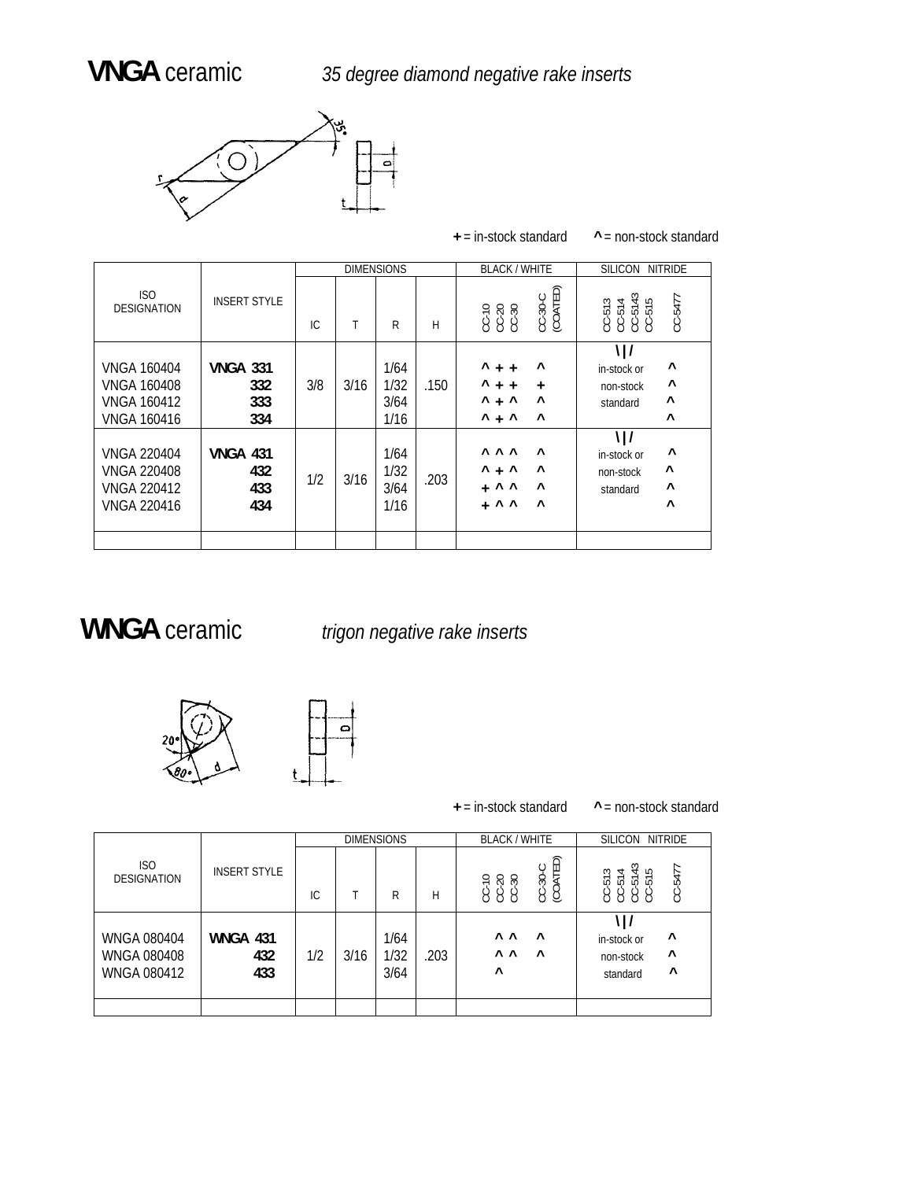# **VNGA** ceramic *35 degree diamond negative rake inserts*

**+** = in-stock standard **^** = non-stock standard

| ISO DESIGNATION | INSERT STYLE | DIMENSIONS | | | | BLACK / WHITE | | | | SILICON NITRIDE | | | | | |
|---|---|---|---|---|---|---|---|---|---|---|---|---|---|---|---|
| | | IC | T | R | H | CC-10 | CC-20 | CC-30 | CC-30-C (COATED) | CC-513 | CC-514 | CC-5143 | CC-515 | CC-5477 |
| VNGA 160404 | **VNGA 331** | 3/8 | 3/16 | 1/64 | .150 | ^ | + | + | ^ | \|/ in-stock or non-stock standard | | | | ^ |
| VNGA 160408 | **332** | | | 1/32 | | ^ | + | + | + | | | | | ^ |
| VNGA 160412 | **333** | | | 3/64 | | ^ | + | ^ | ^ | | | | | ^ |
| VNGA 160416 | **334** | | | 1/16 | | ^ | + | ^ | ^ | | | | | ^ |
| VNGA 220404 | **VNGA 431** | 1/2 | 3/16 | 1/64 | .203 | ^ | ^ | ^ | ^ | \|/ in-stock or non-stock standard | | | | ^ |
| VNGA 220408 | **432** | | | 1/32 | | ^ | + | ^ | ^ | | | | | ^ |
| VNGA 220412 | **433** | | | 3/64 | | + | ^ | ^ | ^ | | | | | ^ |
| VNGA 220416 | **434** | | | 1/16 | | + | ^ | ^ | ^ | | | | | ^ |

# **WNGA** ceramic *trigon negative rake inserts*

**+** = in-stock standard **^** = non-stock standard

| ISO DESIGNATION | INSERT STYLE | DIMENSIONS | | | | BLACK / WHITE | | | | SILICON NITRIDE | | | | |
|---|---|---|---|---|---|---|---|---|---|---|---|---|---|---|
| | | IC | T | R | H | CC-10 | CC-20 | CC-30 | CC-30-C (COATED) | CC-513 | CC-514 | CC-5143 | CC-515 | CC-5477 |
| WNGA 080404 | **WNGA 431** | 1/2 | 3/16 | 1/64 | .203 | | ^ | ^ | ^ | \|/ in-stock or non-stock standard | | | | ^ |
| WNGA 080408 | **432** | | | 1/32 | | | ^ | ^ | ^ | | | | | ^ |
| WNGA 080412 | **433** | | | 3/64 | | | ^ | | | | | | | ^ |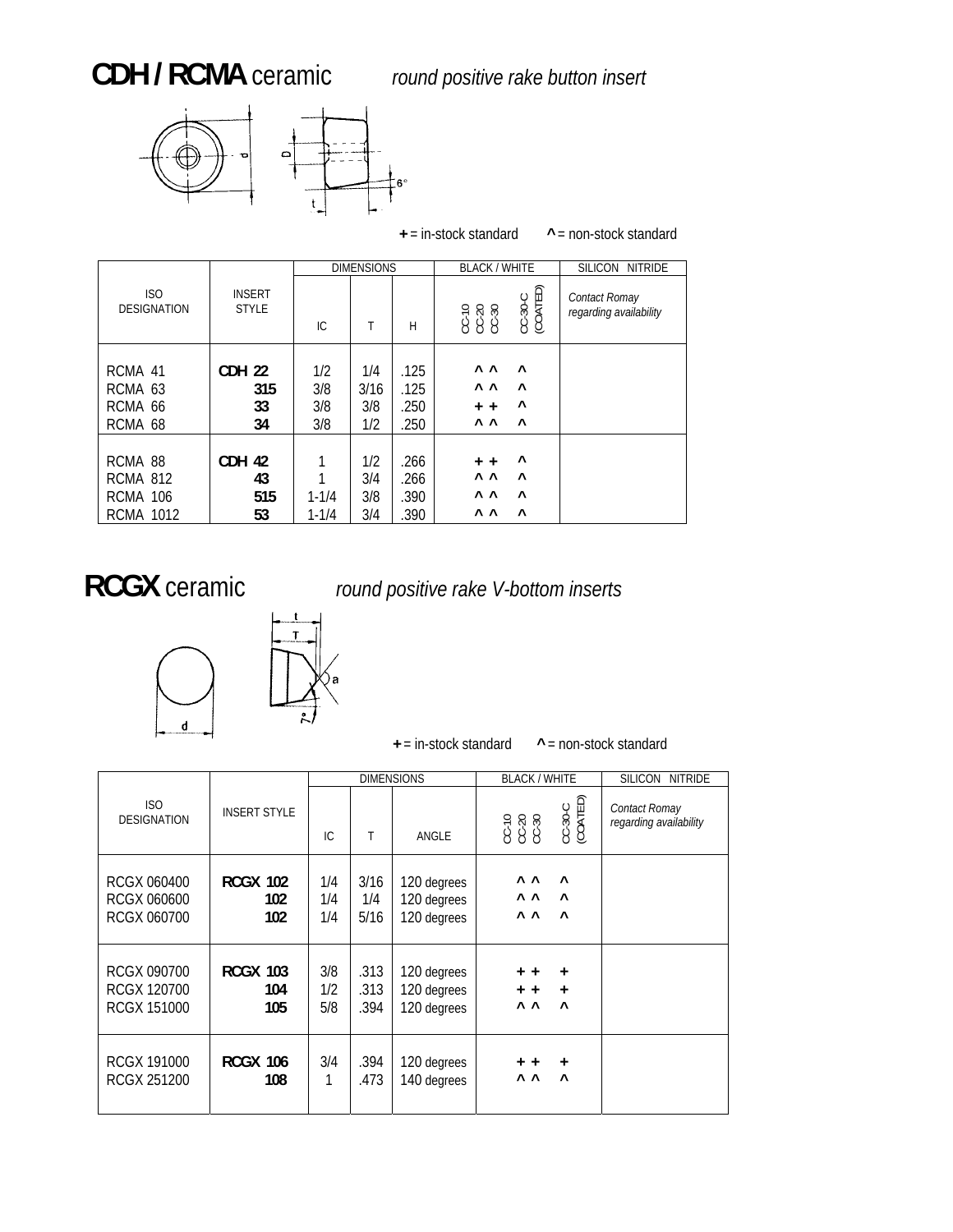# **CDH / RCMA** ceramic *round positive rake button insert*

**+** = in-stock standard **^** = non-stock standard

| ISO DESIGNATION | INSERT STYLE | DIMENSIONS | | | BLACK / WHITE | | | | SILICON NITRIDE |
|---|---|---|---|---|---|---|---|---|---|
| | | IC | T | H | CC-10 | CC-20 | CC-30 | CC-30-C (COATED) | *Contact Romay regarding availability* |
| RCMA 41 | **CDH 22** | 1/2 | 1/4 | .125 | | ^ | ^ | ^ | |
| RCMA 63 | **315** | 3/8 | 3/16 | .125 | | ^ | ^ | ^ | |
| RCMA 66 | **33** | 3/8 | 3/8 | .250 | | + | + | ^ | |
| RCMA 68 | **34** | 3/8 | 1/2 | .250 | | ^ | ^ | ^ | |
| RCMA 88 | **CDH 42** | 1 | 1/2 | .266 | | + | + | ^ | |
| RCMA 812 | **43** | 1 | 3/4 | .266 | | ^ | ^ | ^ | |
| RCMA 106 | **515** | 1-1/4 | 3/8 | .390 | | ^ | ^ | ^ | |
| RCMA 1012 | **53** | 1-1/4 | 3/4 | .390 | | ^ | ^ | ^ | |

# **RCGX** ceramic *round positive rake V-bottom inserts*

**+** = in-stock standard **^** = non-stock standard

| ISO DESIGNATION | INSERT STYLE | DIMENSIONS | | | BLACK / WHITE | | | | SILICON NITRIDE |
|---|---|---|---|---|---|---|---|---|---|
| | | IC | T | ANGLE | CC-10 | CC-20 | CC-30 | CC-30-C (COATED) | *Contact Romay regarding availability* |
| RCGX 060400 | **RCGX 102** | 1/4 | 3/16 | 120 degrees | | ^ | ^ | ^ | |
| RCGX 060600 | **102** | 1/4 | 1/4 | 120 degrees | | ^ | ^ | ^ | |
| RCGX 060700 | **102** | 1/4 | 5/16 | 120 degrees | | ^ | ^ | ^ | |
| RCGX 090700 | **RCGX 103** | 3/8 | .313 | 120 degrees | | + | + | + | |
| RCGX 120700 | **104** | 1/2 | .313 | 120 degrees | | + | + | + | |
| RCGX 151000 | **105** | 5/8 | .394 | 120 degrees | | ^ | ^ | ^ | |
| RCGX 191000 | **RCGX 106** | 3/4 | .394 | 120 degrees | | + | + | + | |
| RCGX 251200 | **108** | 1 | .473 | 140 degrees | | ^ | ^ | ^ | |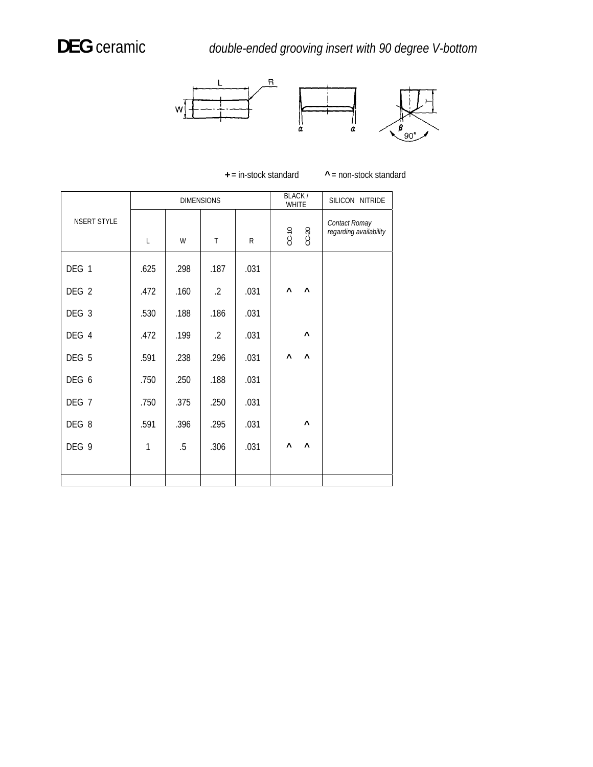# **DEG** ceramic *double-ended grooving insert with 90 degree V-bottom*

**+** = in-stock standard **^** = non-stock standard

| NSERT STYLE | DIMENSIONS | | | | BLACK / WHITE | | SILICON NITRIDE |
|---|---|---|---|---|---|---|---|
| | L | W | T | R | CC-10 | CC-20 | *Contact Romay regarding availability* |
| DEG 1 | .625 | .298 | .187 | .031 | | | |
| DEG 2 | .472 | .160 | .2 | .031 | ^ | ^ | |
| DEG 3 | .530 | .188 | .186 | .031 | | | |
| DEG 4 | .472 | .199 | .2 | .031 | | ^ | |
| DEG 5 | .591 | .238 | .296 | .031 | ^ | ^ | |
| DEG 6 | .750 | .250 | .188 | .031 | | | |
| DEG 7 | .750 | .375 | .250 | .031 | | | |
| DEG 8 | .591 | .396 | .295 | .031 | | ^ | |
| DEG 9 | 1 | .5 | .306 | .031 | ^ | ^ | |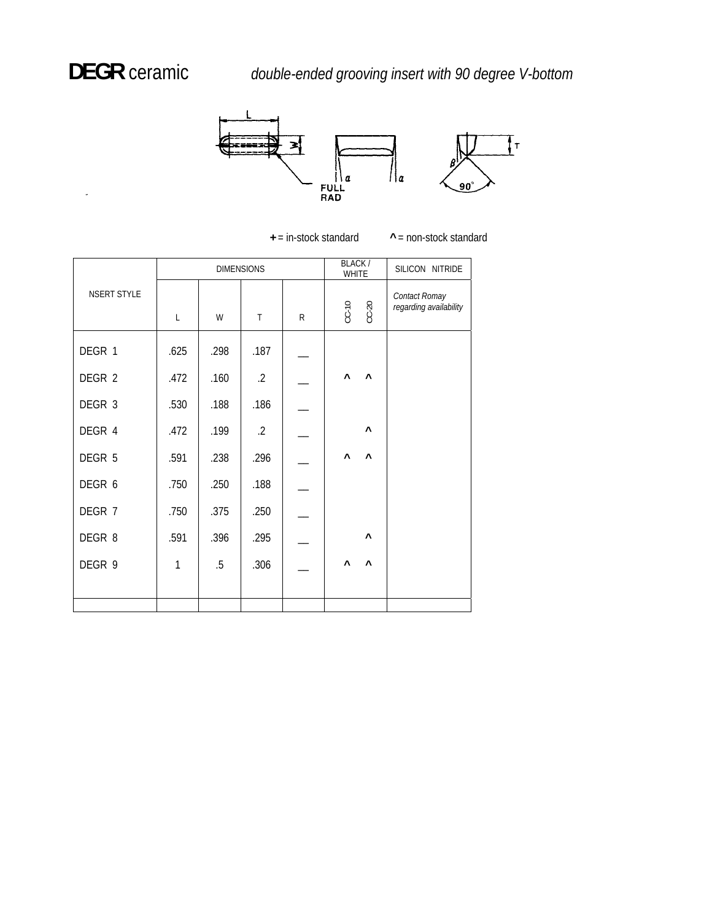# **DEGR** ceramic *double-ended grooving insert with 90 degree V-bottom*

**+** = in-stock standard **^** = non-stock standard

| NSERT STYLE | DIMENSIONS | | | | BLACK / WHITE | | SILICON NITRIDE |
|---|---|---|---|---|---|---|---|
| | L | W | T | R | CC-10 | CC-20 | *Contact Romay regarding availability* |
| DEGR 1 | .625 | .298 | .187 | __ | | | |
| DEGR 2 | .472 | .160 | .2 | __ | ^ | ^ | |
| DEGR 3 | .530 | .188 | .186 | __ | | | |
| DEGR 4 | .472 | .199 | .2 | __ | | ^ | |
| DEGR 5 | .591 | .238 | .296 | __ | ^ | ^ | |
| DEGR 6 | .750 | .250 | .188 | __ | | | |
| DEGR 7 | .750 | .375 | .250 | __ | | | |
| DEGR 8 | .591 | .396 | .295 | __ | | ^ | |
| DEGR 9 | 1 | .5 | .306 | __ | ^ | ^ | |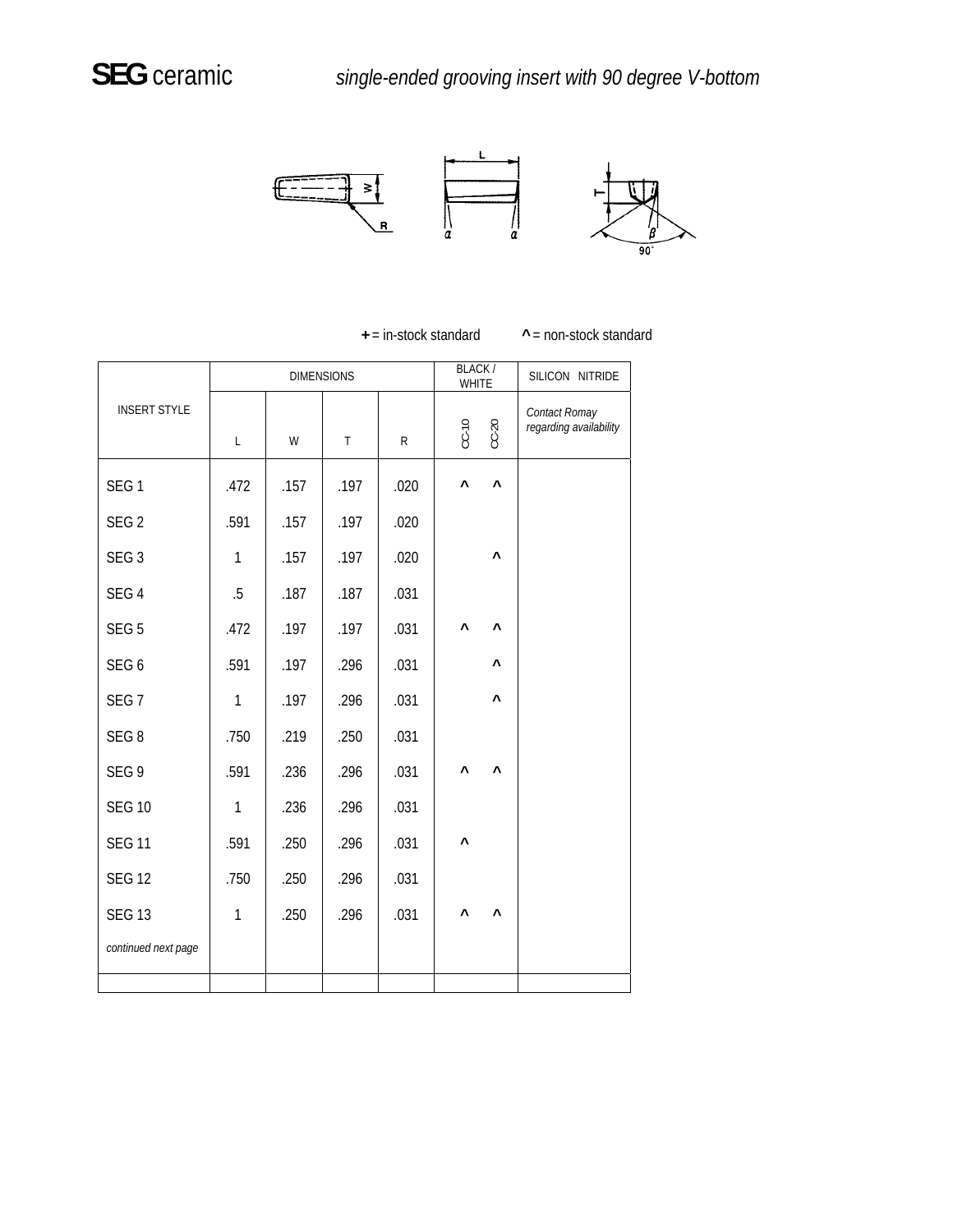# **SEG** ceramic

*single-ended grooving insert with 90 degree V-bottom*

**+** = in-stock standard **^** = non-stock standard

| INSERT STYLE | DIMENSIONS | | | | BLACK / WHITE | | SILICON NITRIDE |
|---|---|---|---|---|---|---|---|
| | L | W | T | R | CC-10 | CC-20 | *Contact Romay regarding availability* |
| SEG 1 | .472 | .157 | .197 | .020 | ^ | ^ | |
| SEG 2 | .591 | .157 | .197 | .020 | | | |
| SEG 3 | 1 | .157 | .197 | .020 | | ^ | |
| SEG 4 | .5 | .187 | .187 | .031 | | | |
| SEG 5 | .472 | .197 | .197 | .031 | ^ | ^ | |
| SEG 6 | .591 | .197 | .296 | .031 | | ^ | |
| SEG 7 | 1 | .197 | .296 | .031 | | ^ | |
| SEG 8 | .750 | .219 | .250 | .031 | | | |
| SEG 9 | .591 | .236 | .296 | .031 | ^ | ^ | |
| SEG 10 | 1 | .236 | .296 | .031 | | | |
| SEG 11 | .591 | .250 | .296 | .031 | ^ | | |
| SEG 12 | .750 | .250 | .296 | .031 | | | |
| SEG 13 | 1 | .250 | .296 | .031 | ^ | ^ | |
| *continued next page* | | | | | | | |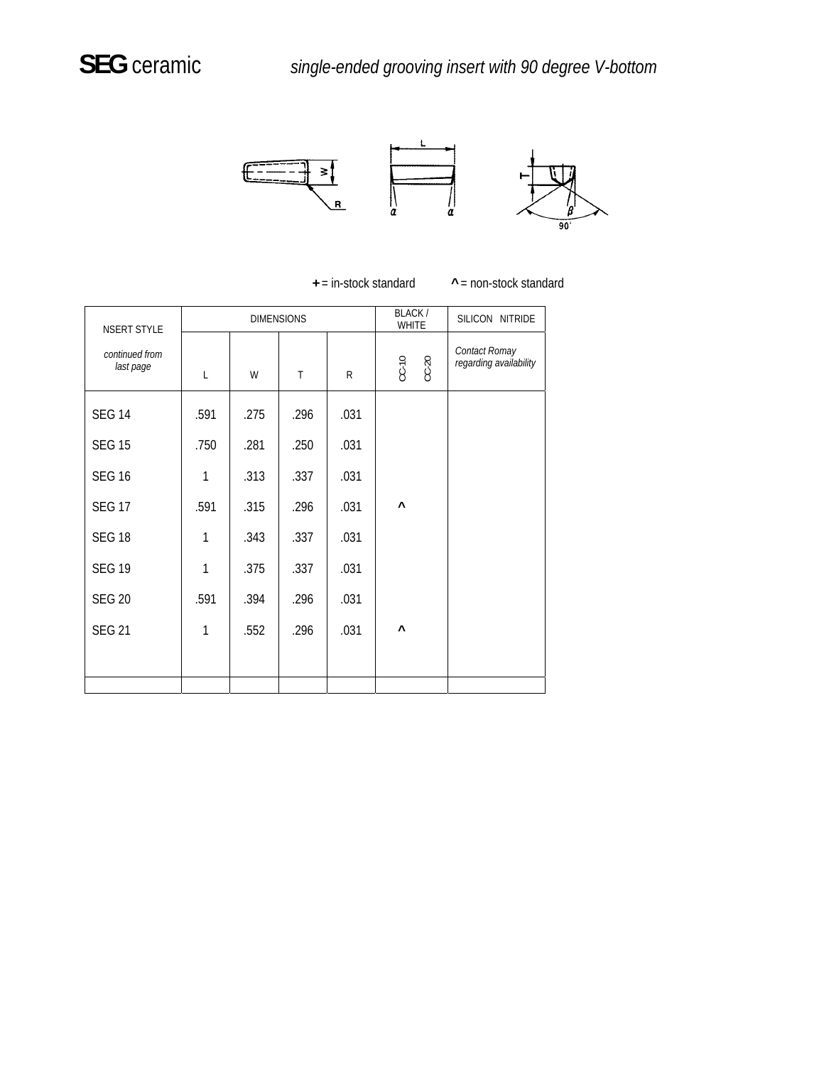# **SEG** ceramic *single-ended grooving insert with 90 degree V-bottom*

**+** = in-stock standard **^** = non-stock standard

| NSERT STYLE | DIMENSIONS | | | | BLACK / WHITE | | SILICON NITRIDE |
|---|---|---|---|---|---|---|---|
| *continued from last page* | L | W | T | R | CC-10 | CC-20 | *Contact Romay regarding availability* |
| SEG 14 | .591 | .275 | .296 | .031 | | | |
| SEG 15 | .750 | .281 | .250 | .031 | | | |
| SEG 16 | 1 | .313 | .337 | .031 | | | |
| SEG 17 | .591 | .315 | .296 | .031 | ^ | | |
| SEG 18 | 1 | .343 | .337 | .031 | | | |
| SEG 19 | 1 | .375 | .337 | .031 | | | |
| SEG 20 | .591 | .394 | .296 | .031 | | | |
| SEG 21 | 1 | .552 | .296 | .031 | ^ | | |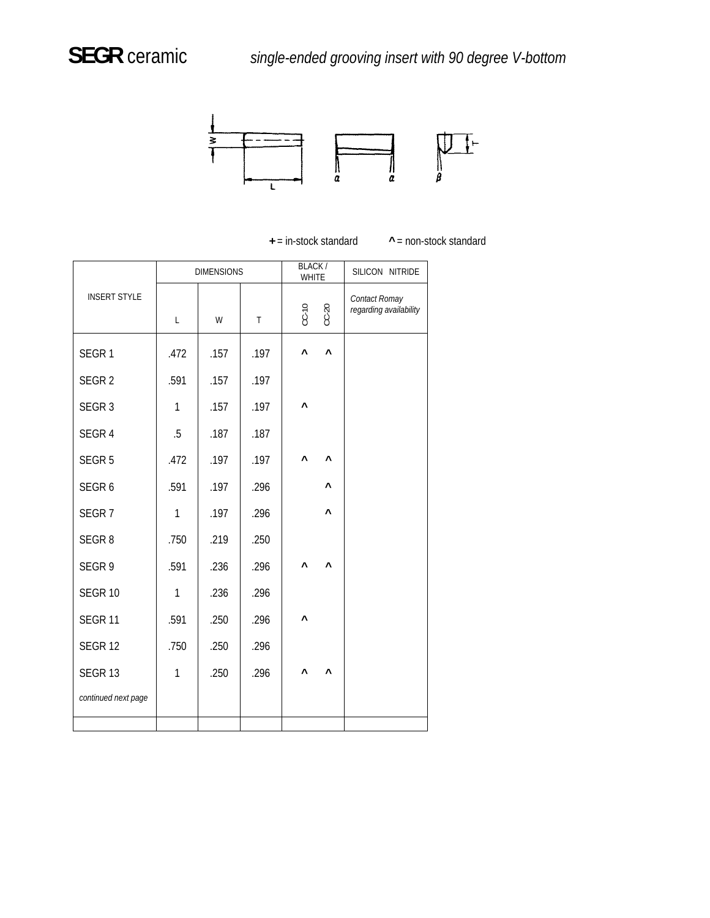# **SEGR** ceramic *single-ended grooving insert with 90 degree V-bottom*

**+** = in-stock standard **^** = non-stock standard

| INSERT STYLE | DIMENSIONS | | | BLACK / WHITE | | SILICON NITRIDE |
|---|---|---|---|---|---|---|
| | L | W | T | CC-10 | CC-20 | *Contact Romay regarding availability* |
| SEGR 1 | .472 | .157 | .197 | ^ | ^ | |
| SEGR 2 | .591 | .157 | .197 | | | |
| SEGR 3 | 1 | .157 | .197 | ^ | | |
| SEGR 4 | .5 | .187 | .187 | | | |
| SEGR 5 | .472 | .197 | .197 | ^ | ^ | |
| SEGR 6 | .591 | .197 | .296 | | ^ | |
| SEGR 7 | 1 | .197 | .296 | | ^ | |
| SEGR 8 | .750 | .219 | .250 | | | |
| SEGR 9 | .591 | .236 | .296 | ^ | ^ | |
| SEGR 10 | 1 | .236 | .296 | | | |
| SEGR 11 | .591 | .250 | .296 | ^ | | |
| SEGR 12 | .750 | .250 | .296 | | | |
| SEGR 13 | 1 | .250 | .296 | ^ | ^ | |
| *continued next page* | | | | | | |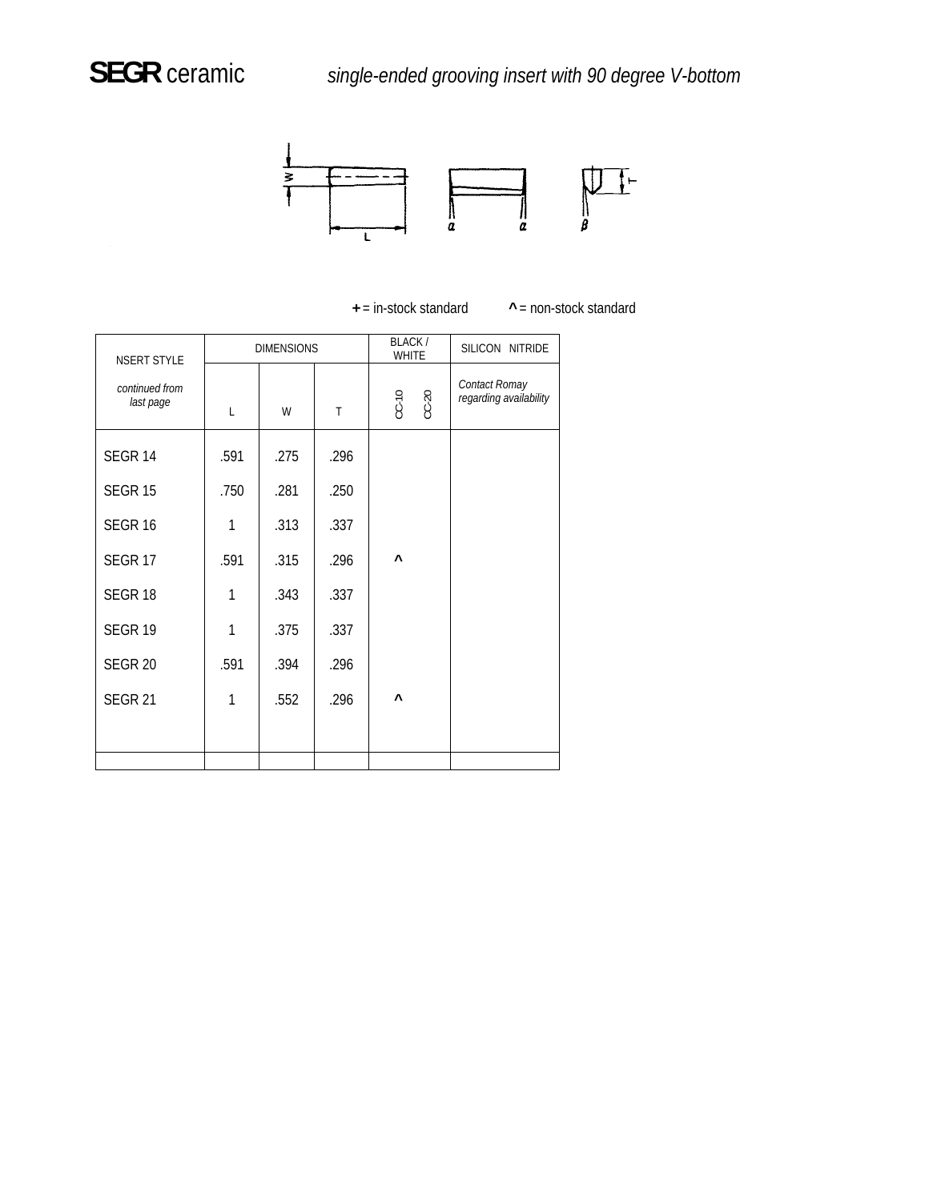# **SEGR** ceramic *single-ended grooving insert with 90 degree V-bottom*

**+** = in-stock standard **^** = non-stock standard

| NSERT STYLE | DIMENSIONS | | | BLACK / WHITE | | SILICON NITRIDE |
|---|---|---|---|---|---|---|
| *continued from last page* | L | W | T | CC-10 | CC-20 | *Contact Romay regarding availability* |
| SEGR 14 | .591 | .275 | .296 | | | |
| SEGR 15 | .750 | .281 | .250 | | | |
| SEGR 16 | 1 | .313 | .337 | | | |
| SEGR 17 | .591 | .315 | .296 | ^ | | |
| SEGR 18 | 1 | .343 | .337 | | | |
| SEGR 19 | 1 | .375 | .337 | | | |
| SEGR 20 | .591 | .394 | .296 | | | |
| SEGR 21 | 1 | .552 | .296 | ^ | | |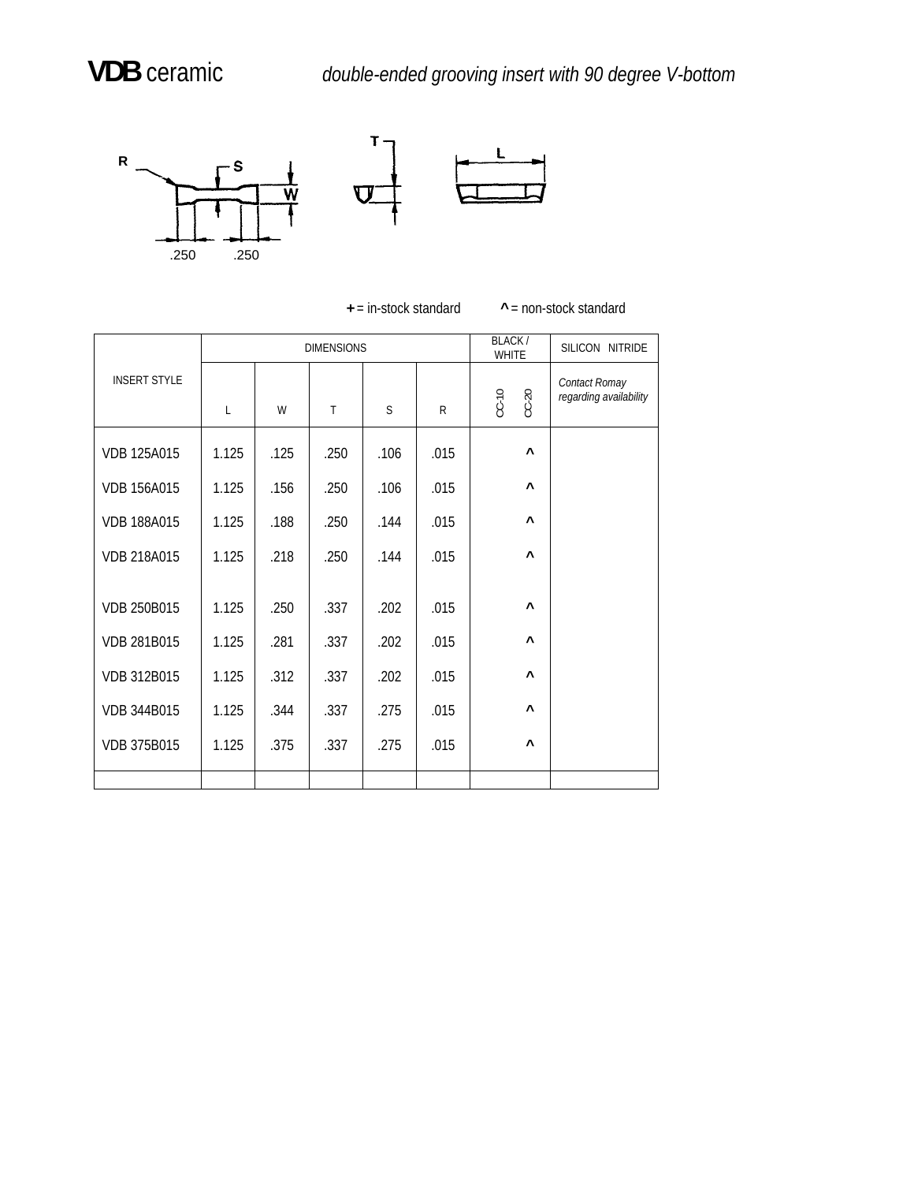# **VDB** ceramic *double-ended grooving insert with 90 degree V-bottom*

R S W T L

.250 .250

**+** = in-stock standard **^** = non-stock standard

| INSERT STYLE | DIMENSIONS | | | | | BLACK / WHITE | | SILICON NITRIDE |
|---|---|---|---|---|---|---|---|---|
| | L | W | T | S | R | CC-10 | CC-20 | *Contact Romay regarding availability* |
| VDB 125A015 | 1.125 | .125 | .250 | .106 | .015 | | ^ | |
| VDB 156A015 | 1.125 | .156 | .250 | .106 | .015 | | ^ | |
| VDB 188A015 | 1.125 | .188 | .250 | .144 | .015 | | ^ | |
| VDB 218A015 | 1.125 | .218 | .250 | .144 | .015 | | ^ | |
| VDB 250B015 | 1.125 | .250 | .337 | .202 | .015 | | ^ | |
| VDB 281B015 | 1.125 | .281 | .337 | .202 | .015 | | ^ | |
| VDB 312B015 | 1.125 | .312 | .337 | .202 | .015 | | ^ | |
| VDB 344B015 | 1.125 | .344 | .337 | .275 | .015 | | ^ | |
| VDB 375B015 | 1.125 | .375 | .337 | .275 | .015 | | ^ | |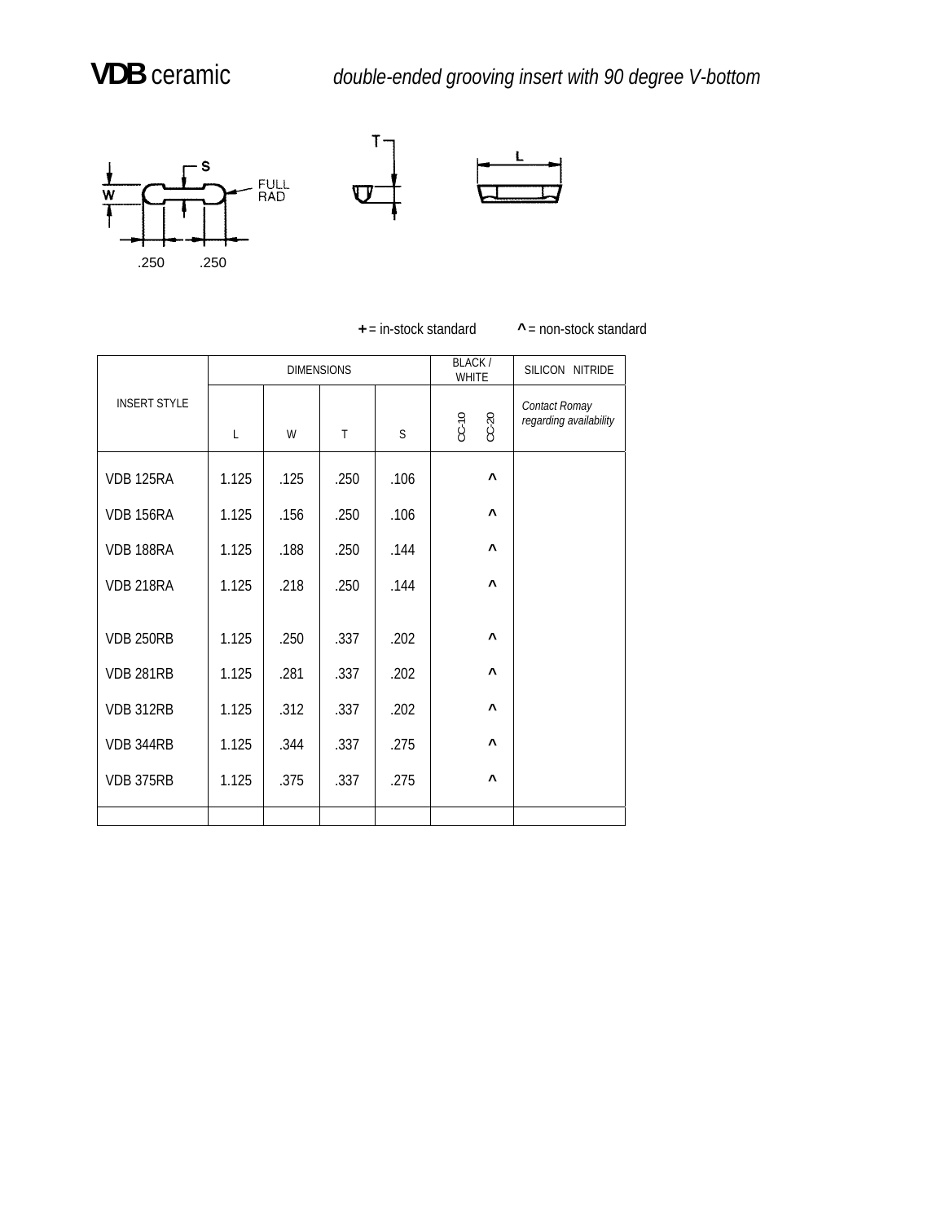# VDB ceramic

*double-ended grooving insert with 90 degree V-bottom*

S W FULL RAD .250 .250 T L

**+** = in-stock standard **^** = non-stock standard

| INSERT STYLE | DIMENSIONS | | | | BLACK / WHITE | | SILICON NITRIDE |
|---|---|---|---|---|---|---|---|
| | L | W | T | S | CC-10 | CC-20 | *Contact Romay regarding availability* |
| VDB 125RA | 1.125 | .125 | .250 | .106 | | ^ | |
| VDB 156RA | 1.125 | .156 | .250 | .106 | | ^ | |
| VDB 188RA | 1.125 | .188 | .250 | .144 | | ^ | |
| VDB 218RA | 1.125 | .218 | .250 | .144 | | ^ | |
| VDB 250RB | 1.125 | .250 | .337 | .202 | | ^ | |
| VDB 281RB | 1.125 | .281 | .337 | .202 | | ^ | |
| VDB 312RB | 1.125 | .312 | .337 | .202 | | ^ | |
| VDB 344RB | 1.125 | .344 | .337 | .275 | | ^ | |
| VDB 375RB | 1.125 | .375 | .337 | .275 | | ^ | |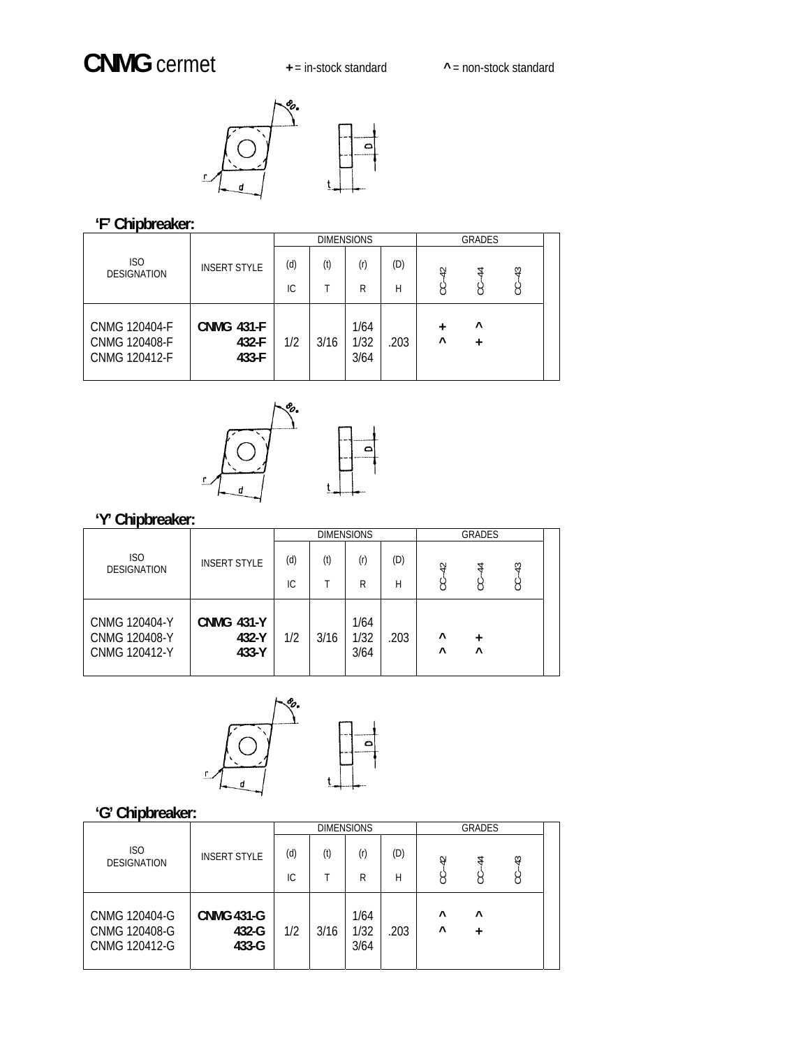# CNMG cermet

**+** = in-stock standard **^** = non-stock standard

### 'F' Chipbreaker:

| ISO DESIGNATION | INSERT STYLE | DIMENSIONS (d) IC | (t) T | (r) R | (D) H | GRADES CC-42 | CC-44 | CC-43 |
|---|---|---|---|---|---|---|---|---|
| CNMG 120404-F | **CNMG 431-F** | 1/2 | 3/16 | 1/64 | .203 | + | ^ | |
| CNMG 120408-F | **432-F** | | | 1/32 | | ^ | + | |
| CNMG 120412-F | **433-F** | | | 3/64 | | | | |

### 'Y' Chipbreaker:

| ISO DESIGNATION | INSERT STYLE | DIMENSIONS (d) IC | (t) T | (r) R | (D) H | GRADES CC-42 | CC-44 | CC-43 |
|---|---|---|---|---|---|---|---|---|
| CNMG 120404-Y | **CNMG 431-Y** | 1/2 | 3/16 | 1/64 | .203 | | | |
| CNMG 120408-Y | **432-Y** | | | 1/32 | | ^ | + | |
| CNMG 120412-Y | **433-Y** | | | 3/64 | | ^ | ^ | |

### 'G' Chipbreaker:

| ISO DESIGNATION | INSERT STYLE | DIMENSIONS (d) IC | (t) T | (r) R | (D) H | GRADES CC-42 | CC-44 | CC-43 |
|---|---|---|---|---|---|---|---|---|
| CNMG 120404-G | **CNMG 431-G** | 1/2 | 3/16 | 1/64 | .203 | ^ | ^ | |
| CNMG 120408-G | **432-G** | | | 1/32 | | ^ | + | |
| CNMG 120412-G | **433-G** | | | 3/64 | | | | |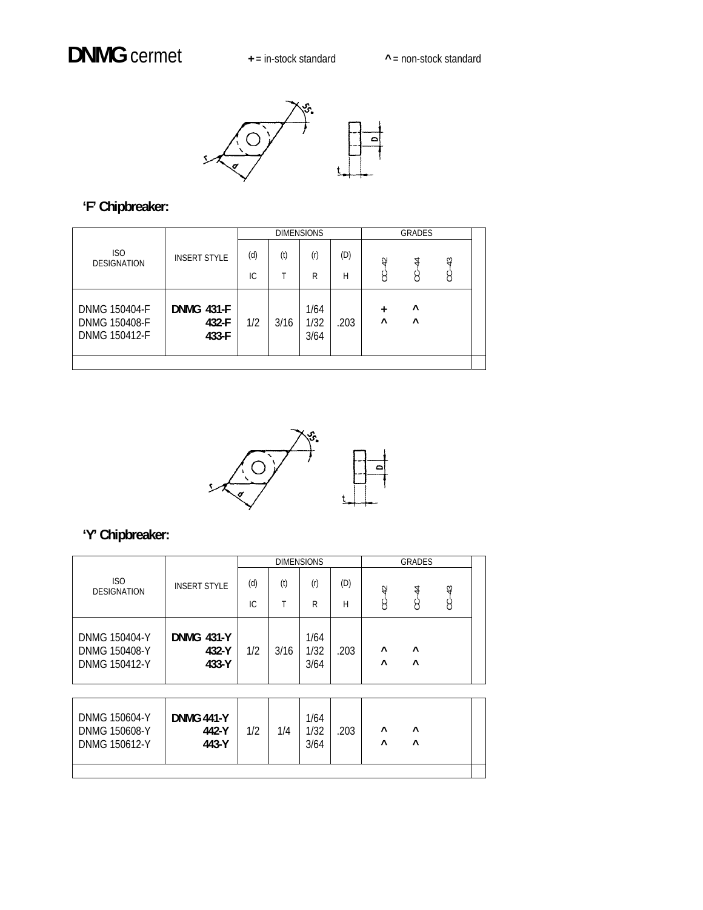# DNMG cermet

**+** = in-stock standard **^** = non-stock standard

## 'F' Chipbreaker:

| ISO DESIGNATION | INSERT STYLE | DIMENSIONS | | | | GRADES | | |
|---|---|---|---|---|---|---|---|---|
| | | (d) IC | (t) T | (r) R | (D) H | CC–42 | CC–44 | CC–43 |
| DNMG 150404-F | **DNMG 431-F** | 1/2 | 3/16 | 1/64 | .203 | **+** | **^** | |
| DNMG 150408-F | **432-F** | 1/2 | 3/16 | 1/32 | .203 | **^** | **^** | |
| DNMG 150412-F | **433-F** | 1/2 | 3/16 | 3/64 | .203 | | | |

## 'Y' Chipbreaker:

| ISO DESIGNATION | INSERT STYLE | DIMENSIONS | | | | GRADES | | |
|---|---|---|---|---|---|---|---|---|
| | | (d) IC | (t) T | (r) R | (D) H | CC–42 | CC–44 | CC–43 |
| DNMG 150404-Y | **DNMG 431-Y** | 1/2 | 3/16 | 1/64 | .203 | | | |
| DNMG 150408-Y | **432-Y** | 1/2 | 3/16 | 1/32 | .203 | **^** | **^** | |
| DNMG 150412-Y | **433-Y** | 1/2 | 3/16 | 3/64 | .203 | **^** | **^** | |
| DNMG 150604-Y | **DNMG 441-Y** | 1/2 | 1/4 | 1/64 | .203 | | | |
| DNMG 150608-Y | **442-Y** | 1/2 | 1/4 | 1/32 | .203 | **^** | **^** | |
| DNMG 150612-Y | **443-Y** | 1/2 | 1/4 | 3/64 | .203 | **^** | **^** | |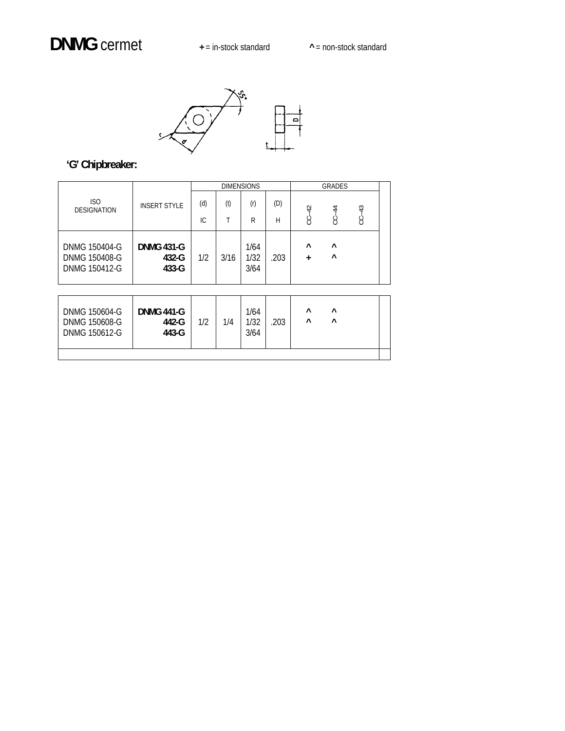# **DNMG** cermet

**+** = in-stock standard **^** = non-stock standard

## 'G' Chipbreaker:

| ISO DESIGNATION | INSERT STYLE | DIMENSIONS (d) IC | (t) T | (r) R | (D) H | GRADES CC-42 | CC-44 | CC-43 |
|---|---|---|---|---|---|---|---|---|
| DNMG 150404-G<br>DNMG 150408-G<br>DNMG 150412-G | **DNMG 431-G**<br>**432-G**<br>**433-G** | 1/2 | 3/16 | 1/64<br>1/32<br>3/64 | .203 | ^<br>+ | ^<br>^ | |
| DNMG 150604-G<br>DNMG 150608-G<br>DNMG 150612-G | **DNMG 441-G**<br>**442-G**<br>**443-G** | 1/2 | 1/4 | 1/64<br>1/32<br>3/64 | .203 | ^<br>^ | ^<br>^ | |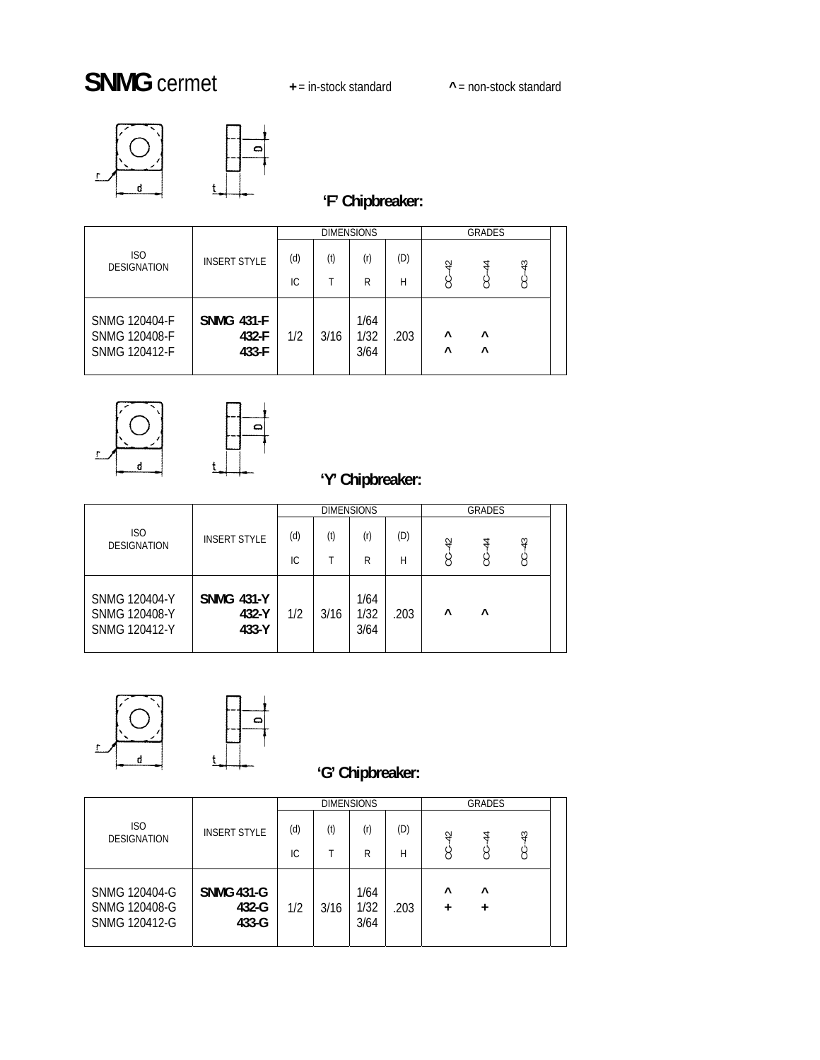# **SNMG** cermet

**+** = in-stock standard &nbsp;&nbsp;&nbsp;&nbsp; **^** = non-stock standard

### 'F' Chipbreaker:

| ISO DESIGNATION | INSERT STYLE | DIMENSIONS | | | | GRADES | | |
|---|---|---|---|---|---|---|---|---|
| | | (d) IC | (t) T | (r) R | (D) H | CC-42 | CC-44 | CC-43 |
| SNMG 120404-F<br>SNMG 120408-F<br>SNMG 120412-F | **SNMG 431-F**<br>**432-F**<br>**433-F** | 1/2 | 3/16 | 1/64<br>1/32<br>3/64 | .203 | ^<br>^ | ^<br>^ | |

### 'Y' Chipbreaker:

| ISO DESIGNATION | INSERT STYLE | DIMENSIONS | | | | GRADES | | |
|---|---|---|---|---|---|---|---|---|
| | | (d) IC | (t) T | (r) R | (D) H | CC-42 | CC-44 | CC-43 |
| SNMG 120404-Y<br>SNMG 120408-Y<br>SNMG 120412-Y | **SNMG 431-Y**<br>**432-Y**<br>**433-Y** | 1/2 | 3/16 | 1/64<br>1/32<br>3/64 | .203 | ^ | ^ | |

### 'G' Chipbreaker:

| ISO DESIGNATION | INSERT STYLE | DIMENSIONS | | | | GRADES | | |
|---|---|---|---|---|---|---|---|---|
| | | (d) IC | (t) T | (r) R | (D) H | CC-42 | CC-44 | CC-43 |
| SNMG 120404-G<br>SNMG 120408-G<br>SNMG 120412-G | **SNMG 431-G**<br>**432-G**<br>**433-G** | 1/2 | 3/16 | 1/64<br>1/32<br>3/64 | .203 | ^<br>+ | ^<br>+ | |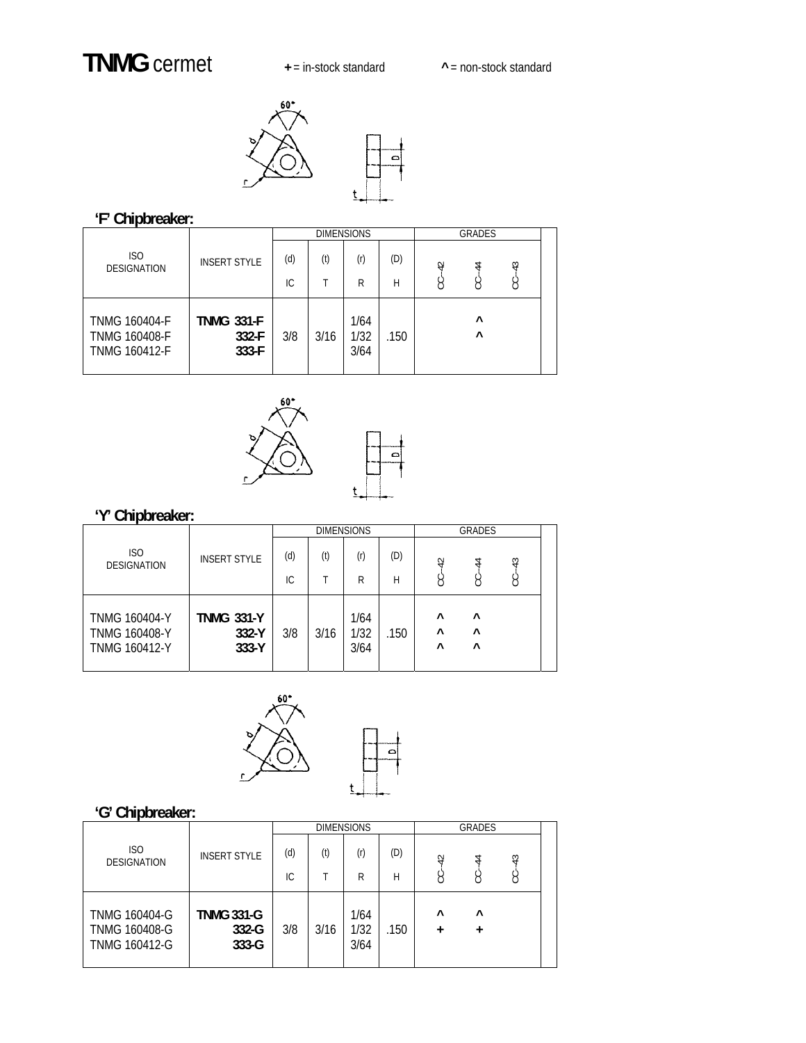# **TNMG** cermet

**+** = in-stock standard  **^** = non-stock standard

## 'F' Chipbreaker:

| ISO DESIGNATION | INSERT STYLE | DIMENSIONS | | | | GRADES | | |
|---|---|---|---|---|---|---|---|---|
| | | (d) IC | (t) T | (r) R | (D) H | CC–42 | CC–44 | CC–43 |
| TNMG 160404-F | **TNMG 331-F** | | | 1/64 | | | ^ | |
| TNMG 160408-F | **332-F** | 3/8 | 3/16 | 1/32 | .150 | | ^ | |
| TNMG 160412-F | **333-F** | | | 3/64 | | | | |

## 'Y' Chipbreaker:

| ISO DESIGNATION | INSERT STYLE | DIMENSIONS | | | | GRADES | | |
|---|---|---|---|---|---|---|---|---|
| | | (d) IC | (t) T | (r) R | (D) H | CC–42 | CC–44 | CC–43 |
| TNMG 160404-Y | **TNMG 331-Y** | | | 1/64 | | ^ | ^ | |
| TNMG 160408-Y | **332-Y** | 3/8 | 3/16 | 1/32 | .150 | ^ | ^ | |
| TNMG 160412-Y | **333-Y** | | | 3/64 | | ^ | ^ | |

## 'G' Chipbreaker:

| ISO DESIGNATION | INSERT STYLE | DIMENSIONS | | | | GRADES | | |
|---|---|---|---|---|---|---|---|---|
| | | (d) IC | (t) T | (r) R | (D) H | CC–42 | CC–44 | CC–43 |
| TNMG 160404-G | **TNMG 331-G** | | | 1/64 | | ^ | ^ | |
| TNMG 160408-G | **332-G** | 3/8 | 3/16 | 1/32 | .150 | + | + | |
| TNMG 160412-G | **333-G** | | | 3/64 | | | | |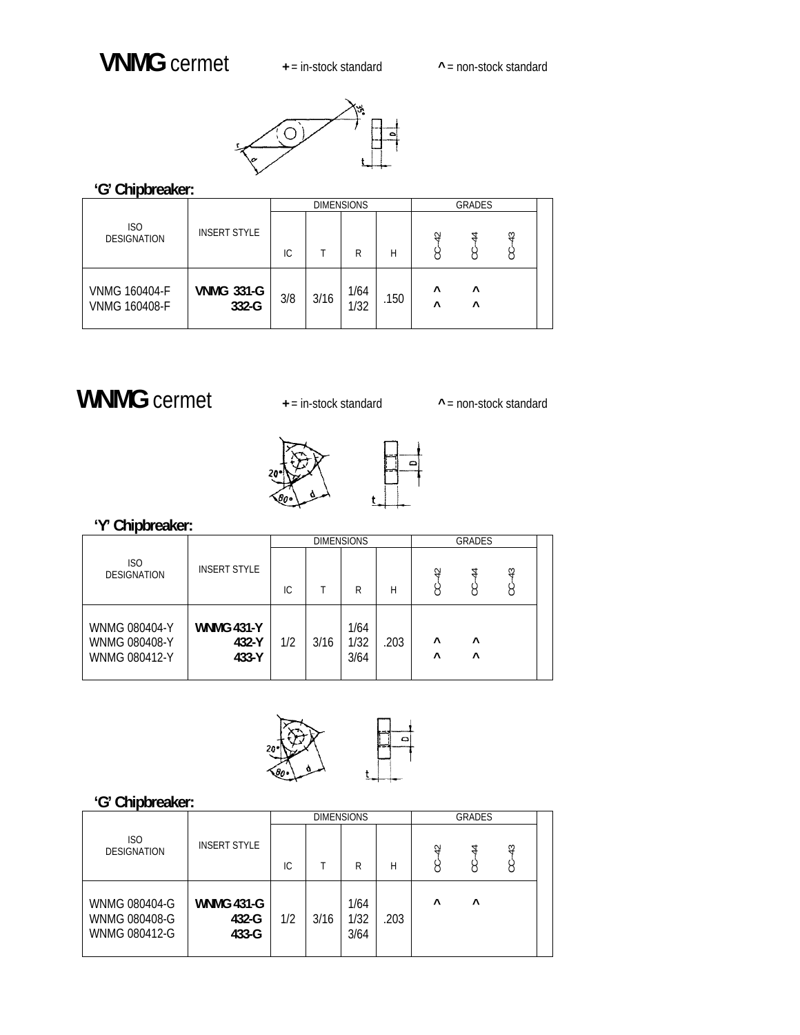# **VNMG** cermet

**+** = in-stock standard　　**^** = non-stock standard

### 'G' Chipbreaker:

| ISO DESIGNATION | INSERT STYLE | DIMENSIONS | | | | GRADES | | |
|---|---|---|---|---|---|---|---|---|
| | | IC | T | R | H | CC–42 | CC–44 | CC–43 |
| VNMG 160404-F<br>VNMG 160408-F | **VNMG 331-G**<br>**332-G** | 3/8 | 3/16 | 1/64<br>1/32 | .150 | ^<br>^ | ^<br>^ | |

# **WNMG** cermet

**+** = in-stock standard　　**^** = non-stock standard

### 'Y' Chipbreaker:

| ISO DESIGNATION | INSERT STYLE | DIMENSIONS | | | | GRADES | | |
|---|---|---|---|---|---|---|---|---|
| | | IC | T | R | H | CC–42 | CC–44 | CC–43 |
| WNMG 080404-Y<br>WNMG 080408-Y<br>WNMG 080412-Y | **WNMG 431-Y**<br>**432-Y**<br>**433-Y** | 1/2 | 3/16 | 1/64<br>1/32<br>3/64 | .203 | ^<br>^ | ^<br>^ | |

### 'G' Chipbreaker:

| ISO DESIGNATION | INSERT STYLE | DIMENSIONS | | | | GRADES | | |
|---|---|---|---|---|---|---|---|---|
| | | IC | T | R | H | CC–42 | CC–44 | CC–43 |
| WNMG 080404-G<br>WNMG 080408-G<br>WNMG 080412-G | **WNMG 431-G**<br>**432-G**<br>**433-G** | 1/2 | 3/16 | 1/64<br>1/32<br>3/64 | .203 | ^ | ^ | |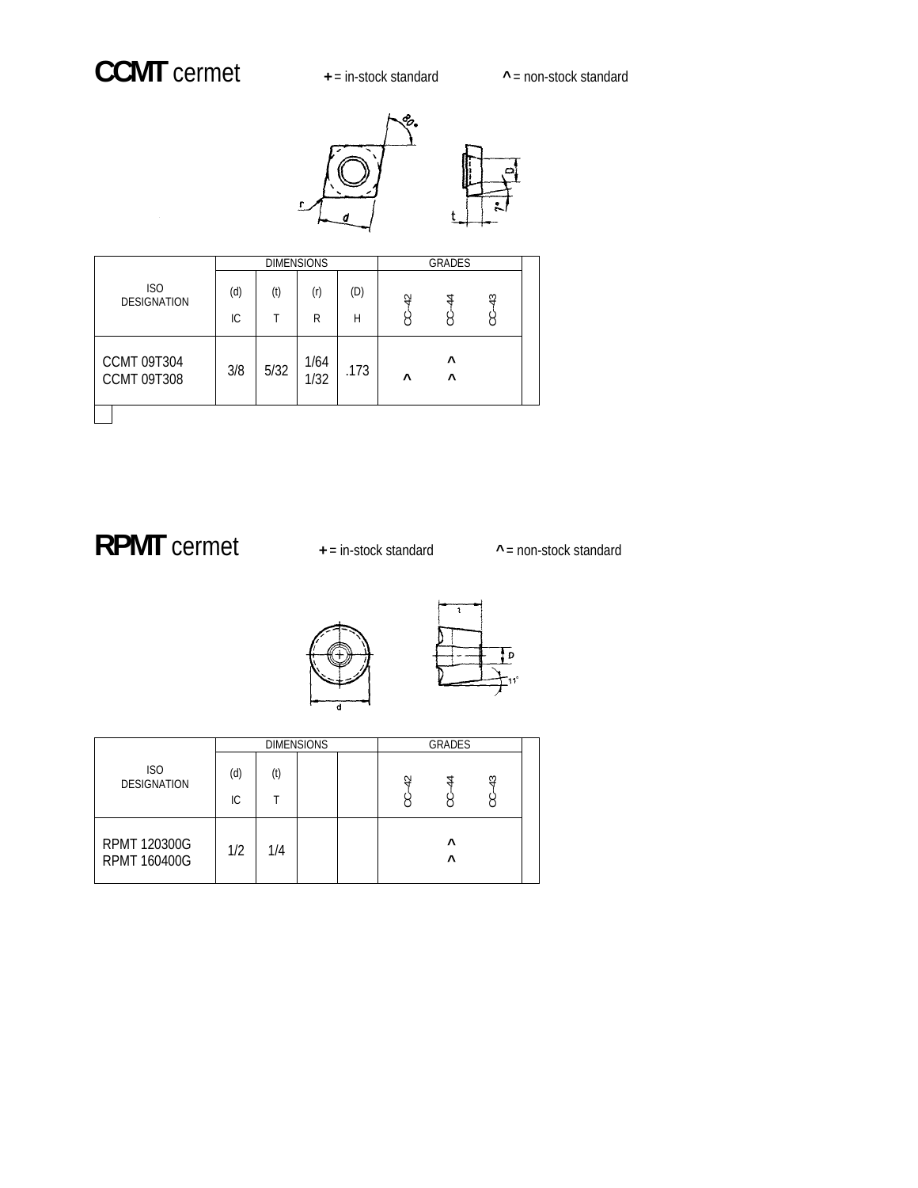# **CCMT** cermet

**+** = in-stock standard **^** = non-stock standard

| ISO DESIGNATION | DIMENSIONS | | | | GRADES | | | |
|---|---|---|---|---|---|---|---|---|
| | (d) IC | (t) T | (r) R | (D) H | CC-42 | CC-44 | CC-43 | |
| CCMT 09T304 | 3/8 | 5/32 | 1/64 | .173 | | ^ | | |
| CCMT 09T308 | | | 1/32 | | ^ | ^ | | |

# **RPMT** cermet

**+** = in-stock standard **^** = non-stock standard

| ISO DESIGNATION | DIMENSIONS | | | | GRADES | | | |
|---|---|---|---|---|---|---|---|---|
| | (d) IC | (t) T | | | CC-42 | CC-44 | CC-43 | |
| RPMT 120300G | 1/2 | 1/4 | | | | ^ | | |
| RPMT 160400G | | | | | | ^ | | |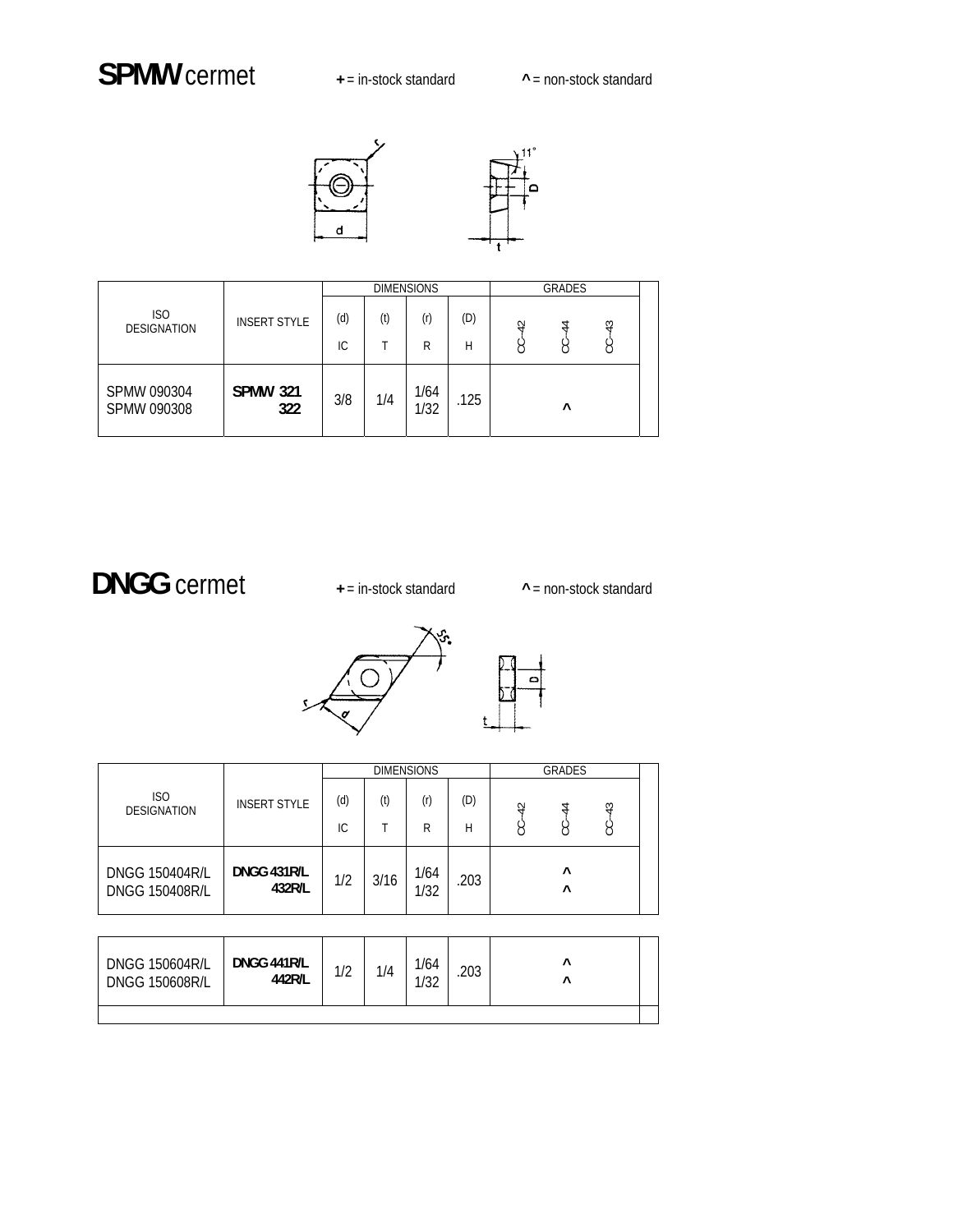# **SPMW** cermet

**+** = in-stock standard **^** = non-stock standard

| ISO DESIGNATION | INSERT STYLE | DIMENSIONS | | | | GRADES | | |
|---|---|---|---|---|---|---|---|---|
| | | (d) IC | (t) T | (r) R | (D) H | CC–42 | CC–44 | CC–43 |
| SPMW 090304<br>SPMW 090308 | **SPMW 321**<br>**322** | 3/8 | 1/4 | 1/64<br>1/32 | .125 | | ^ | |

# **DNGG** cermet

**+** = in-stock standard **^** = non-stock standard

| ISO DESIGNATION | INSERT STYLE | DIMENSIONS | | | | GRADES | | |
|---|---|---|---|---|---|---|---|---|
| | | (d) IC | (t) T | (r) R | (D) H | CC–42 | CC–44 | CC–43 |
| DNGG 150404R/L<br>DNGG 150408R/L | **DNGG 431R/L**<br>**432R/L** | 1/2 | 3/16 | 1/64<br>1/32 | .203 | | ^<br>^ | |
| DNGG 150604R/L<br>DNGG 150608R/L | **DNGG 441R/L**<br>**442R/L** | 1/2 | 1/4 | 1/64<br>1/32 | .203 | | ^<br>^ | |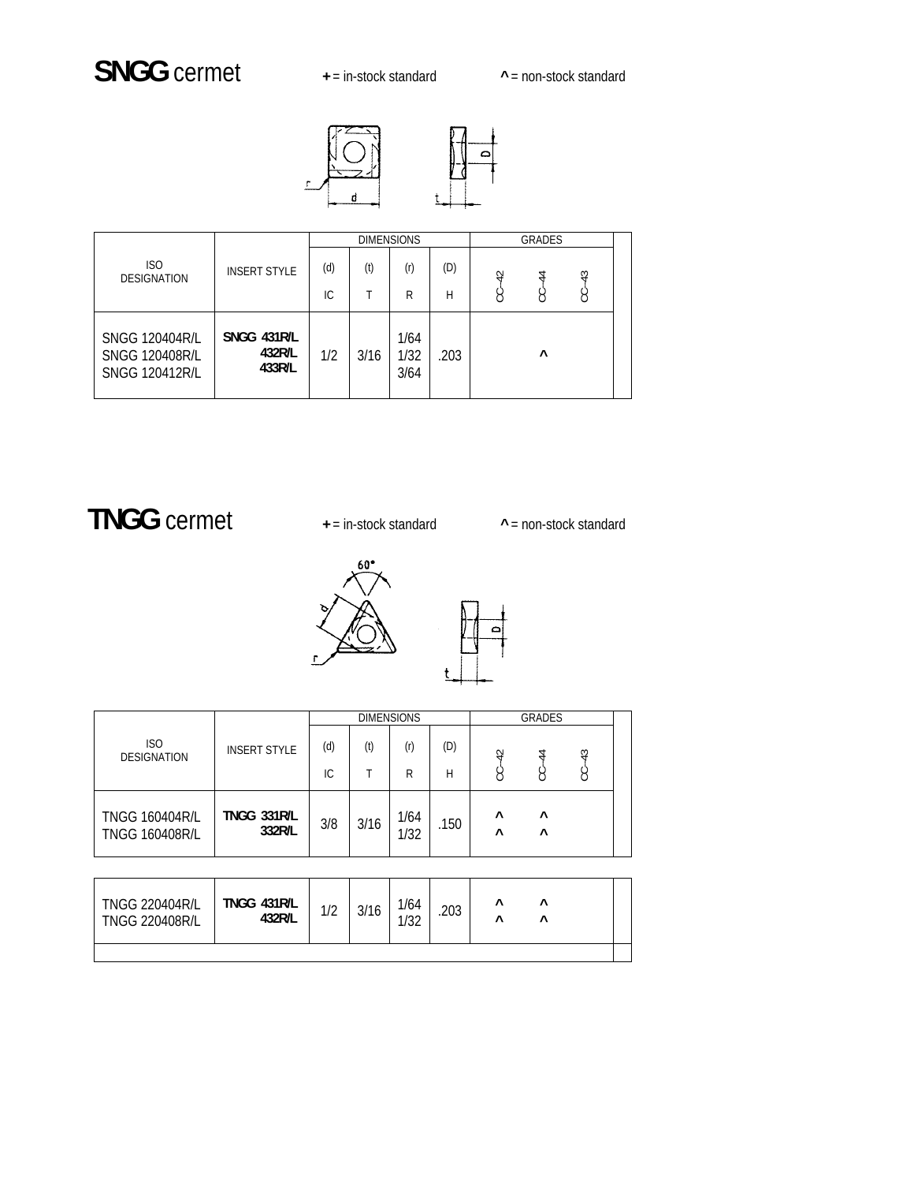# SNGG cermet

**+** = in-stock standard    **^** = non-stock standard

| ISO DESIGNATION | INSERT STYLE | DIMENSIONS | | | | GRADES | | | |
|---|---|---|---|---|---|---|---|---|---|
| | | (d) IC | (t) T | (r) R | (D) H | CC-42 | CC-44 | CC-43 | |
| SNGG 120404R/L<br>SNGG 120408R/L<br>SNGG 120412R/L | **SNGG 431R/L**<br>**432R/L**<br>**433R/L** | 1/2 | 3/16 | 1/64<br>1/32<br>3/64 | .203 | | ^ | | |

# TNGG cermet

**+** = in-stock standard    **^** = non-stock standard

| ISO DESIGNATION | INSERT STYLE | DIMENSIONS | | | | GRADES | | | |
|---|---|---|---|---|---|---|---|---|---|
| | | (d) IC | (t) T | (r) R | (D) H | CC-42 | CC-44 | CC-43 | |
| TNGG 160404R/L<br>TNGG 160408R/L | **TNGG 331R/L**<br>**332R/L** | 3/8 | 3/16 | 1/64<br>1/32 | .150 | ^<br>^ | ^<br>^ | | |
| TNGG 220404R/L<br>TNGG 220408R/L | **TNGG 431R/L**<br>**432R/L** | 1/2 | 3/16 | 1/64<br>1/32 | .203 | ^<br>^ | ^<br>^ | | |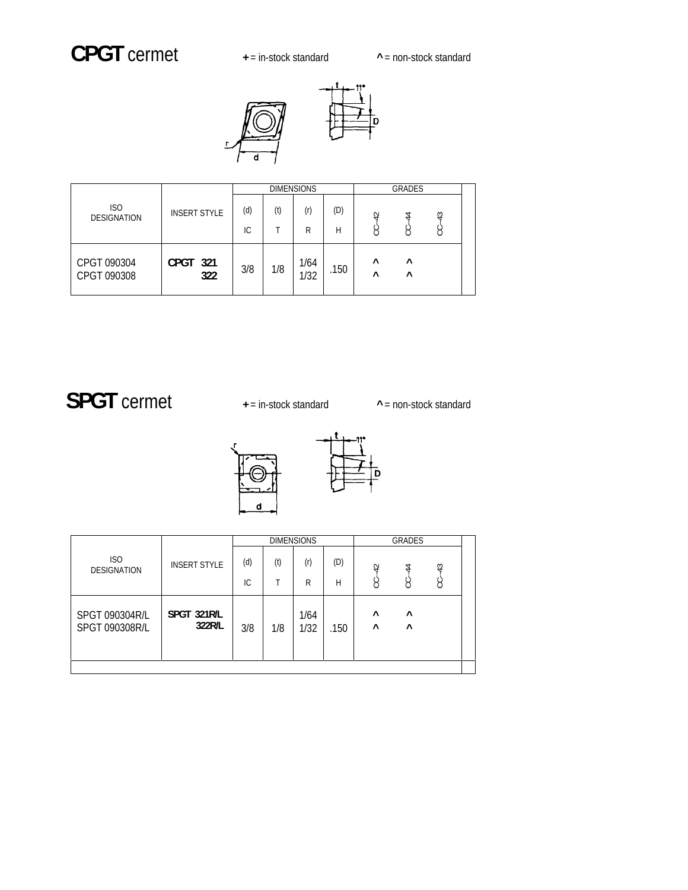# **CPGT** cermet

**+** = in-stock standard **^** = non-stock standard

| ISO DESIGNATION | INSERT STYLE | DIMENSIONS | | | | GRADES | | |
|---|---|---|---|---|---|---|---|---|
| | | (d) IC | (t) T | (r) R | (D) H | CC–42 | CC–44 | CC–43 |
| CPGT 090304<br>CPGT 090308 | **CPGT 321**<br>**322** | 3/8 | 1/8 | 1/64<br>1/32 | .150 | ^<br>^ | ^<br>^ | |

# **SPGT** cermet

**+** = in-stock standard **^** = non-stock standard

| ISO DESIGNATION | INSERT STYLE | DIMENSIONS | | | | GRADES | | |
|---|---|---|---|---|---|---|---|---|
| | | (d) IC | (t) T | (r) R | (D) H | CC–42 | CC–44 | CC–43 |
| SPGT 090304R/L<br>SPGT 090308R/L | **SPGT 321R/L**<br>**322R/L** | 3/8 | 1/8 | 1/64<br>1/32 | .150 | ^<br>^ | ^<br>^ | |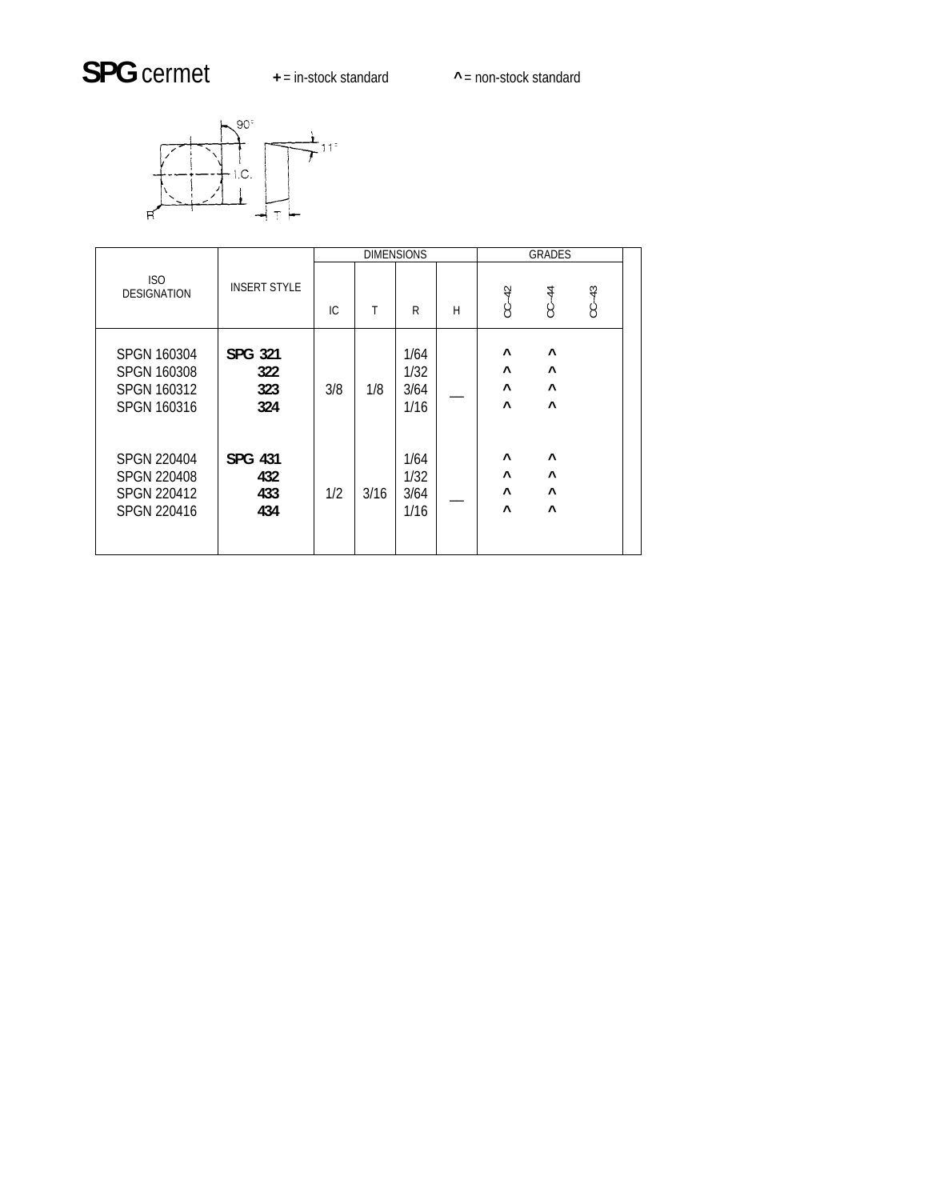# **SPG** cermet

**+** = in-stock standard **^** = non-stock standard

| ISO DESIGNATION | INSERT STYLE | DIMENSIONS | | | | GRADES | | |
|---|---|---|---|---|---|---|---|---|
| | | IC | T | R | H | CC–42 | CC–44 | CC–43 |
| SPGN 160304 | **SPG 321** | 3/8 | 1/8 | 1/64 | — | ^ | ^ | |
| SPGN 160308 | **322** | | | 1/32 | | ^ | ^ | |
| SPGN 160312 | **323** | | | 3/64 | | ^ | ^ | |
| SPGN 160316 | **324** | | | 1/16 | | ^ | ^ | |
| SPGN 220404 | **SPG 431** | 1/2 | 3/16 | 1/64 | — | ^ | ^ | |
| SPGN 220408 | **432** | | | 1/32 | | ^ | ^ | |
| SPGN 220412 | **433** | | | 3/64 | | ^ | ^ | |
| SPGN 220416 | **434** | | | 1/16 | | ^ | ^ | |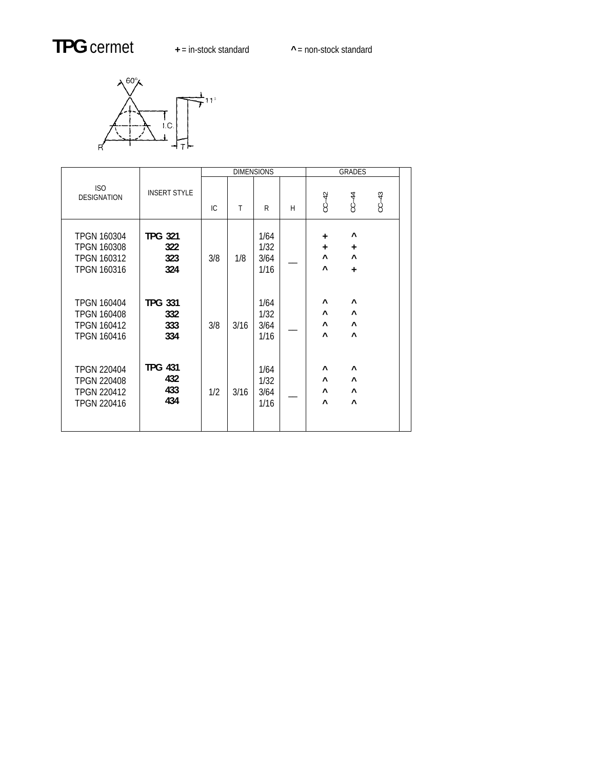# TPG cermet

**+** = in-stock standard **^** = non-stock standard

| ISO DESIGNATION | INSERT STYLE | DIMENSIONS | | | | GRADES | | |
|---|---|---|---|---|---|---|---|---|
| | | IC | T | R | H | CC–42 | CC–44 | CC–43 |
| TPGN 160304 | **TPG 321** | 3/8 | 1/8 | 1/64 | — | + | ^ | |
| TPGN 160308 | **322** | 3/8 | 1/8 | 1/32 | — | + | + | |
| TPGN 160312 | **323** | 3/8 | 1/8 | 3/64 | — | ^ | ^ | |
| TPGN 160316 | **324** | 3/8 | 1/8 | 1/16 | — | ^ | + | |
| TPGN 160404 | **TPG 331** | 3/8 | 3/16 | 1/64 | — | ^ | ^ | |
| TPGN 160408 | **332** | 3/8 | 3/16 | 1/32 | — | ^ | ^ | |
| TPGN 160412 | **333** | 3/8 | 3/16 | 3/64 | — | ^ | ^ | |
| TPGN 160416 | **334** | 3/8 | 3/16 | 1/16 | — | ^ | ^ | |
| TPGN 220404 | **TPG 431** | 1/2 | 3/16 | 1/64 | — | ^ | ^ | |
| TPGN 220408 | **432** | 1/2 | 3/16 | 1/32 | — | ^ | ^ | |
| TPGN 220412 | **433** | 1/2 | 3/16 | 3/64 | — | ^ | ^ | |
| TPGN 220416 | **434** | 1/2 | 3/16 | 1/16 | — | ^ | ^ | |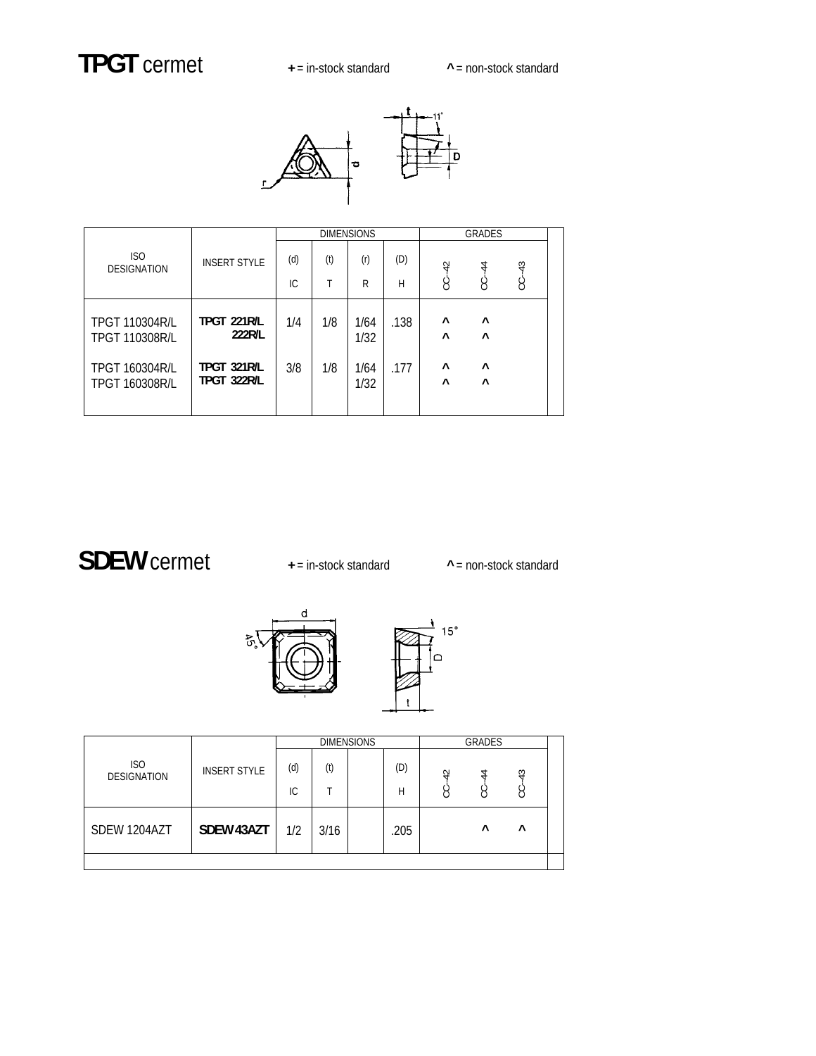# **TPGT** cermet

**+** = in-stock standard **^** = non-stock standard

| ISO DESIGNATION | INSERT STYLE | DIMENSIONS | | | | GRADES | | |
|---|---|---|---|---|---|---|---|---|
| | | (d) IC | (t) T | (r) R | (D) H | CC–42 | CC–44 | CC–43 |
| TPGT 110304R/L | **TPGT 221R/L** | 1/4 | 1/8 | 1/64 | .138 | ^ | ^ | |
| TPGT 110308R/L | **222R/L** | | | 1/32 | | ^ | ^ | |
| TPGT 160304R/L | **TPGT 321R/L** | 3/8 | 1/8 | 1/64 | .177 | ^ | ^ | |
| TPGT 160308R/L | **TPGT 322R/L** | | | 1/32 | | ^ | ^ | |

# **SDEW** cermet

**+** = in-stock standard **^** = non-stock standard

| ISO DESIGNATION | INSERT STYLE | DIMENSIONS | | | | GRADES | | |
|---|---|---|---|---|---|---|---|---|
| | | (d) IC | (t) T | | (D) H | CC–42 | CC–44 | CC–43 |
| SDEW 1204AZT | **SDEW 43AZT** | 1/2 | 3/16 | | .205 | | ^ | ^ |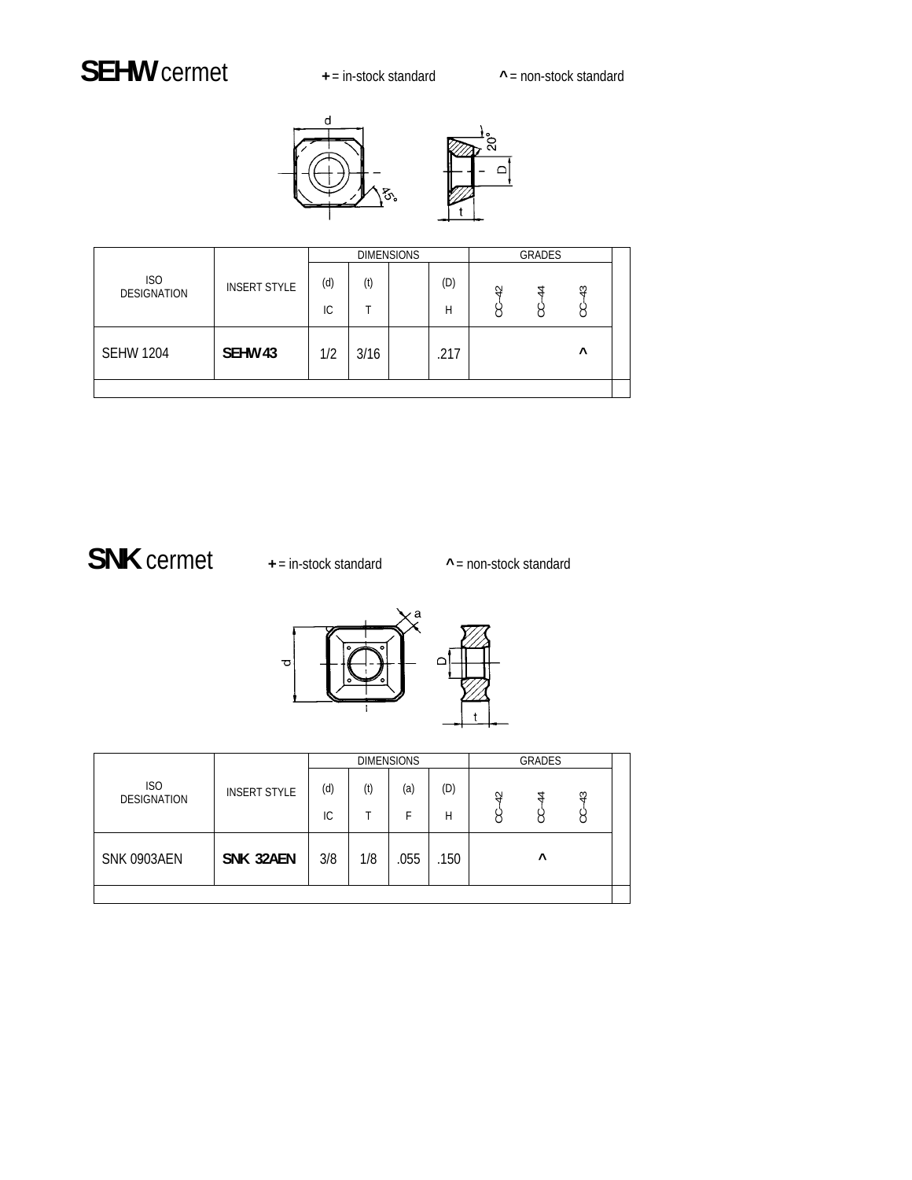## **SEHW** cermet

**+** = in-stock standard **^** = non-stock standard

| ISO DESIGNATION | INSERT STYLE | DIMENSIONS | | | | GRADES | | | |
|---|---|---|---|---|---|---|---|---|---|
| | | (d) IC | (t) T | | (D) H | CC-42 | CC-44 | CC-43 | |
| SEHW 1204 | **SEHW 43** | 1/2 | 3/16 | | .217 | | | ^ | |

## **SNK** cermet

**+** = in-stock standard **^** = non-stock standard

| ISO DESIGNATION | INSERT STYLE | DIMENSIONS | | | | GRADES | | | |
|---|---|---|---|---|---|---|---|---|---|
| | | (d) IC | (t) T | (a) F | (D) H | CC-42 | CC-44 | CC-43 | |
| SNK 0903AEN | **SNK 32AEN** | 3/8 | 1/8 | .055 | .150 | | ^ | | |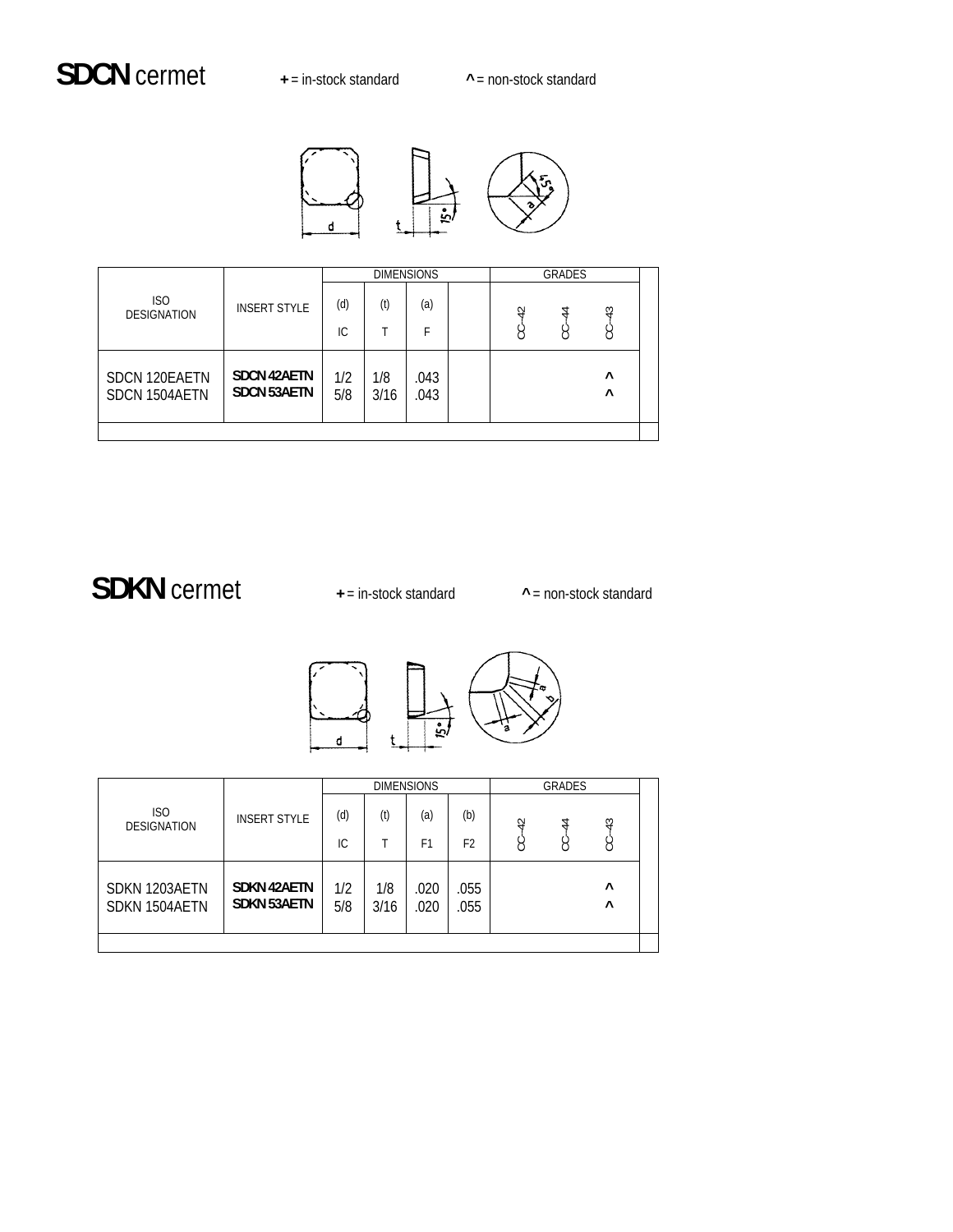# **SDCN** cermet

**+** = in-stock standard **^** = non-stock standard

| ISO DESIGNATION | INSERT STYLE | DIMENSIONS | | | | GRADES | | | |
|---|---|---|---|---|---|---|---|---|---|
| | | (d) IC | (t) T | (a) F | | CC–42 | CC–44 | CC–43 | |
| SDCN 120EAETN | **SDCN 42AETN** | 1/2 | 1/8 | .043 | | | | ^ | |
| SDCN 1504AETN | **SDCN 53AETN** | 5/8 | 3/16 | .043 | | | | ^ | |

# **SDKN** cermet

**+** = in-stock standard **^** = non-stock standard

| ISO DESIGNATION | INSERT STYLE | DIMENSIONS | | | | GRADES | | | |
|---|---|---|---|---|---|---|---|---|---|
| | | (d) IC | (t) T | (a) F1 | (b) F2 | CC–42 | CC–44 | CC–43 | |
| SDKN 1203AETN | **SDKN 42AETN** | 1/2 | 1/8 | .020 | .055 | | | ^ | |
| SDKN 1504AETN | **SDKN 53AETN** | 5/8 | 3/16 | .020 | .055 | | | ^ | |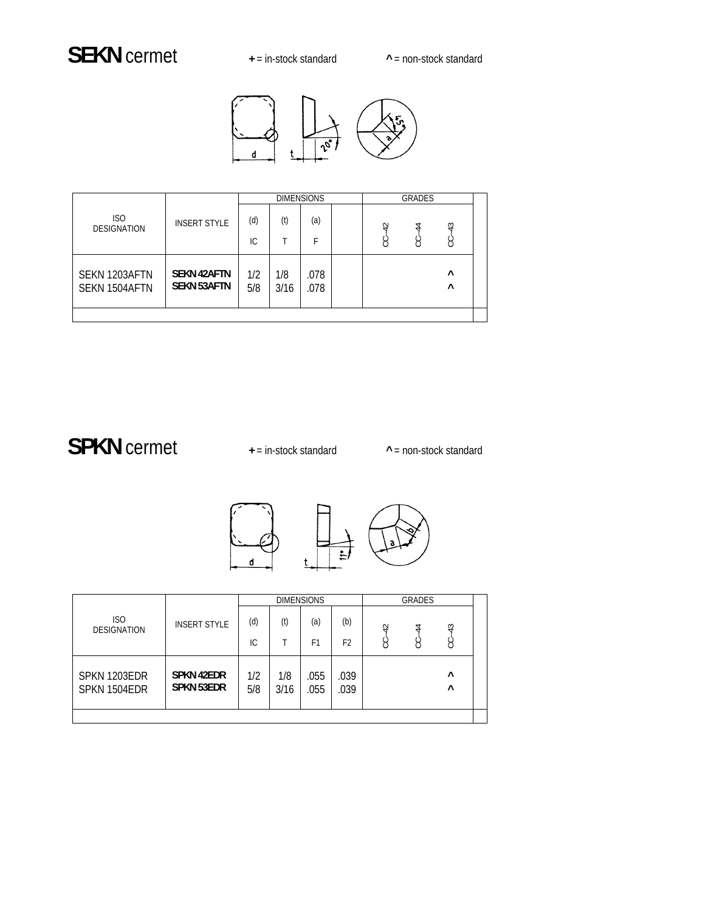# **SEKN** cermet

**+** = in-stock standard **^** = non-stock standard

| ISO DESIGNATION | INSERT STYLE | DIMENSIONS | | | | GRADES | | |
|---|---|---|---|---|---|---|---|---|
| | | (d) IC | (t) T | (a) F | | CC-42 | CC-44 | CC-43 |
| SEKN 1203AFTN | **SEKN 42AFTN** | 1/2 | 1/8 | .078 | | | | ^ |
| SEKN 1504AFTN | **SEKN 53AFTN** | 5/8 | 3/16 | .078 | | | | ^ |

# **SPKN** cermet

**+** = in-stock standard **^** = non-stock standard

| ISO DESIGNATION | INSERT STYLE | DIMENSIONS | | | | GRADES | | |
|---|---|---|---|---|---|---|---|---|
| | | (d) IC | (t) T | (a) F1 | (b) F2 | CC-42 | CC-44 | CC-43 |
| SPKN 1203EDR | **SPKN 42EDR** | 1/2 | 1/8 | .055 | .039 | | | ^ |
| SPKN 1504EDR | **SPKN 53EDR** | 5/8 | 3/16 | .055 | .039 | | | ^ |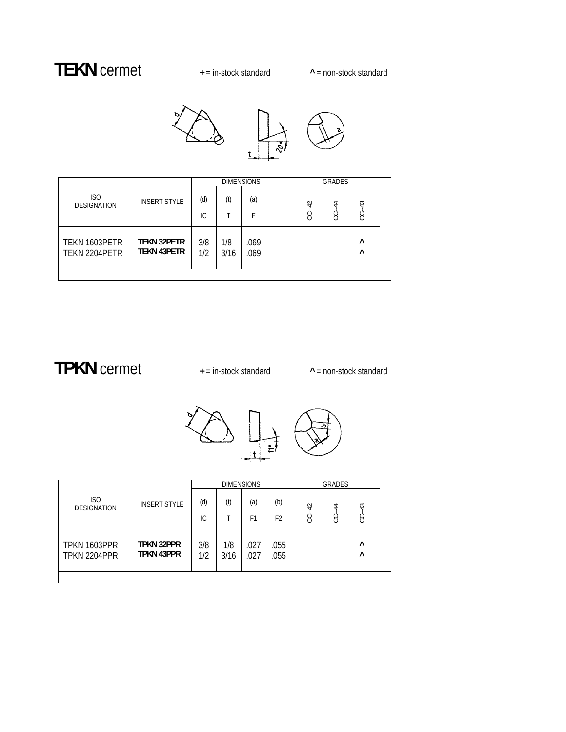# **TEKN** cermet

**+** = in-stock standard **^** = non-stock standard

| ISO DESIGNATION | INSERT STYLE | DIMENSIONS | | | | GRADES | | |
|---|---|---|---|---|---|---|---|---|
| | | (d) IC | (t) T | (a) F | | CC–42 | CC–44 | CC–43 |
| TEKN 1603PETR | **TEKN 32PETR** | 3/8 | 1/8 | .069 | | | | ^ |
| TEKN 2204PETR | **TEKN 43PETR** | 1/2 | 3/16 | .069 | | | | ^ |

# **TPKN** cermet

**+** = in-stock standard **^** = non-stock standard

| ISO DESIGNATION | INSERT STYLE | DIMENSIONS | | | | GRADES | | |
|---|---|---|---|---|---|---|---|---|
| | | (d) IC | (t) T | (a) F1 | (b) F2 | CC–42 | CC–44 | CC–43 |
| TPKN 1603PPR | **TPKN 32PPR** | 3/8 | 1/8 | .027 | .055 | | | ^ |
| TPKN 2204PPR | **TPKN 43PPR** | 1/2 | 3/16 | .027 | .055 | | | ^ |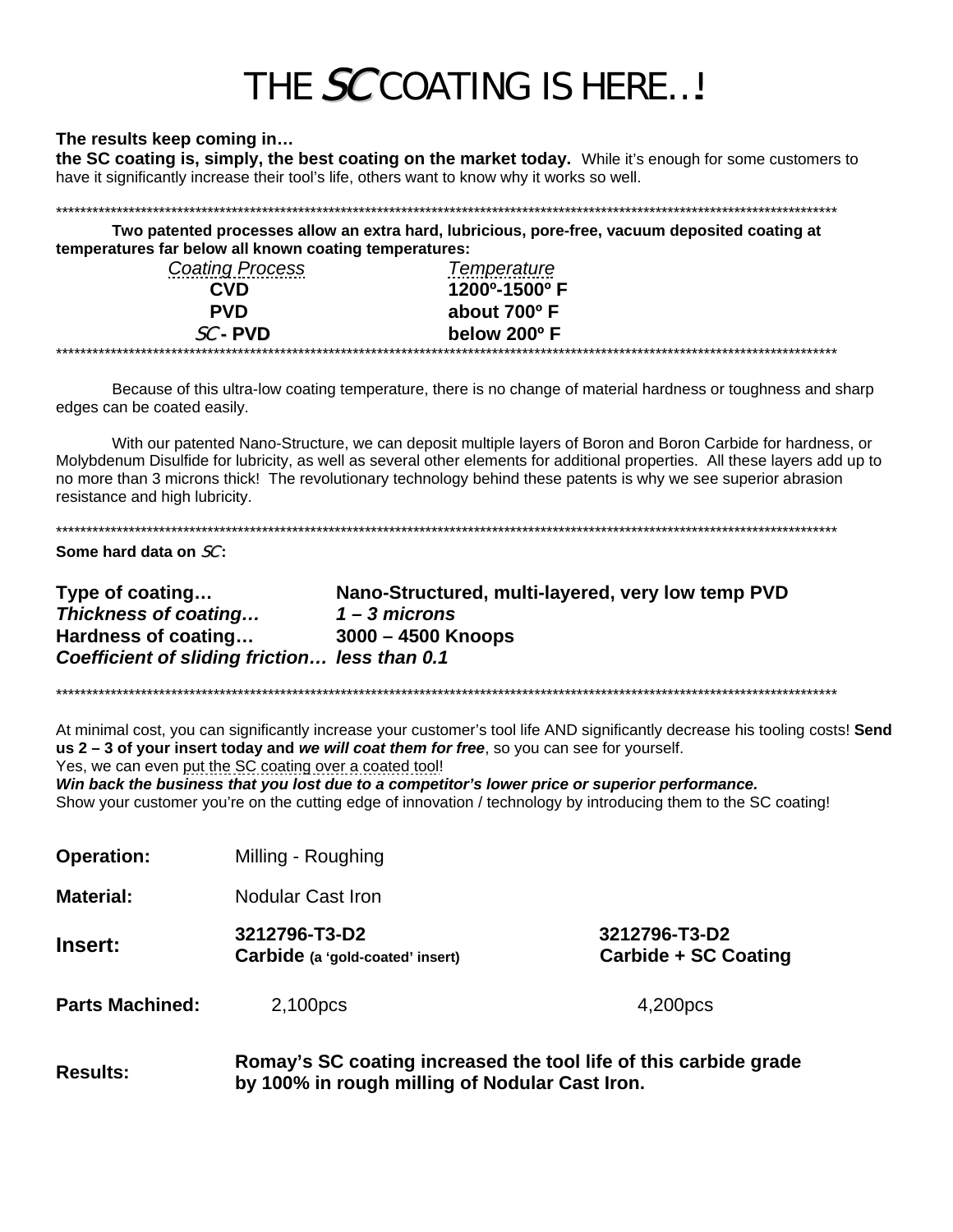# THE *SC* COATING IS HERE…!

**The results keep coming in…**
**the SC coating is, simply, the best coating on the market today.** While it's enough for some customers to have it significantly increase their tool's life, others want to know why it works so well.

****************************************************************************************************************************************

**Two patented processes allow an extra hard, lubricious, pore-free, vacuum deposited coating at temperatures far below all known coating temperatures:**

| *Coating Process* | *Temperature* |
|---|---|
| **CVD** | **1200º-1500º F** |
| **PVD** | **about 700º F** |
| ***SC* - PVD** | **below 200º F** |

****************************************************************************************************************************************

Because of this ultra-low coating temperature, there is no change of material hardness or toughness and sharp edges can be coated easily.

With our patented Nano-Structure, we can deposit multiple layers of Boron and Boron Carbide for hardness, or Molybdenum Disulfide for lubricity, as well as several other elements for additional properties. All these layers add up to no more than 3 microns thick! The revolutionary technology behind these patents is why we see superior abrasion resistance and high lubricity.

****************************************************************************************************************************************

**Some hard data on *SC*:**

| | |
|---|---|
| **Type of coating…** | **Nano-Structured, multi-layered, very low temp PVD** |
| ***Thickness of coating…*** | ***1 – 3 microns*** |
| **Hardness of coating…** | **3000 – 4500 Knoops** |
| ***Coefficient of sliding friction…*** | ***less than 0.1*** |

****************************************************************************************************************************************

At minimal cost, you can significantly increase your customer's tool life AND significantly decrease his tooling costs! **Send us 2 – 3 of your insert today and *we will coat them for free***, so you can see for yourself.
Yes, we can even put the SC coating over a coated tool!
***Win back the business that you lost due to a competitor's lower price or superior performance.***
Show your customer you're on the cutting edge of innovation / technology by introducing them to the SC coating!

| | | |
|---|---|---|
| **Operation:** | Milling - Roughing | |
| **Material:** | Nodular Cast Iron | |
| **Insert:** | **3212796-T3-D2** **Carbide (a 'gold-coated' insert)** | **3212796-T3-D2** **Carbide + SC Coating** |
| **Parts Machined:** | 2,100pcs | 4,200pcs |
| **Results:** | **Romay's SC coating increased the tool life of this carbide grade by 100% in rough milling of Nodular Cast Iron.** | |